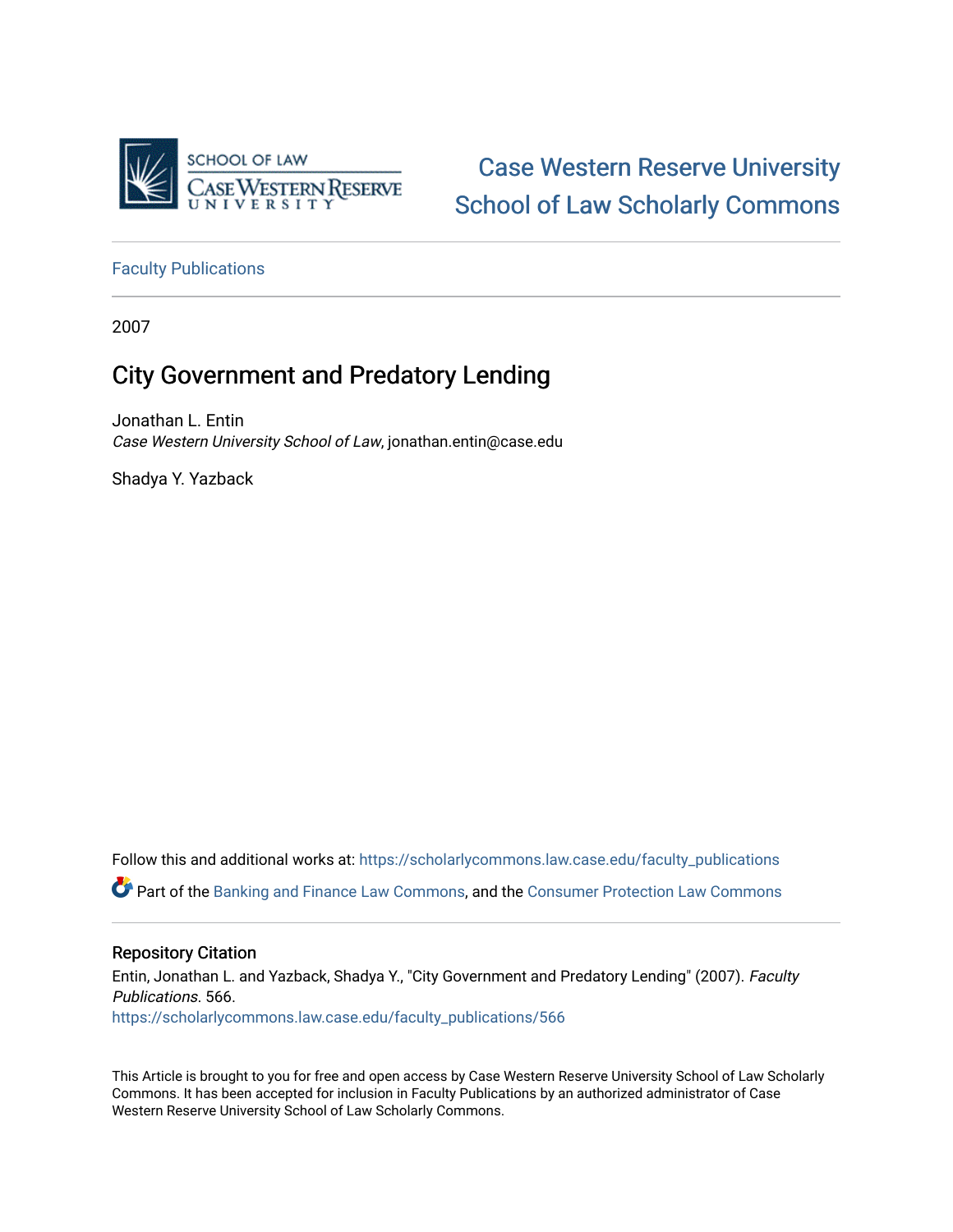Case Western Reserve University School of Law Scholarly Commons

Faculty Publications

2007

# City Government and Predatory Lending

Jonathan L. Entin
*Case Western University School of Law*, jonathan.entin@case.edu

Shadya Y. Yazback

Follow this and additional works at: https://scholarlycommons.law.case.edu/faculty_publications

Part of the Banking and Finance Law Commons, and the Consumer Protection Law Commons

## Repository Citation

Entin, Jonathan L. and Yazback, Shadya Y., "City Government and Predatory Lending" (2007). *Faculty Publications*. 566.
https://scholarlycommons.law.case.edu/faculty_publications/566

This Article is brought to you for free and open access by Case Western Reserve University School of Law Scholarly Commons. It has been accepted for inclusion in Faculty Publications by an authorized administrator of Case Western Reserve University School of Law Scholarly Commons.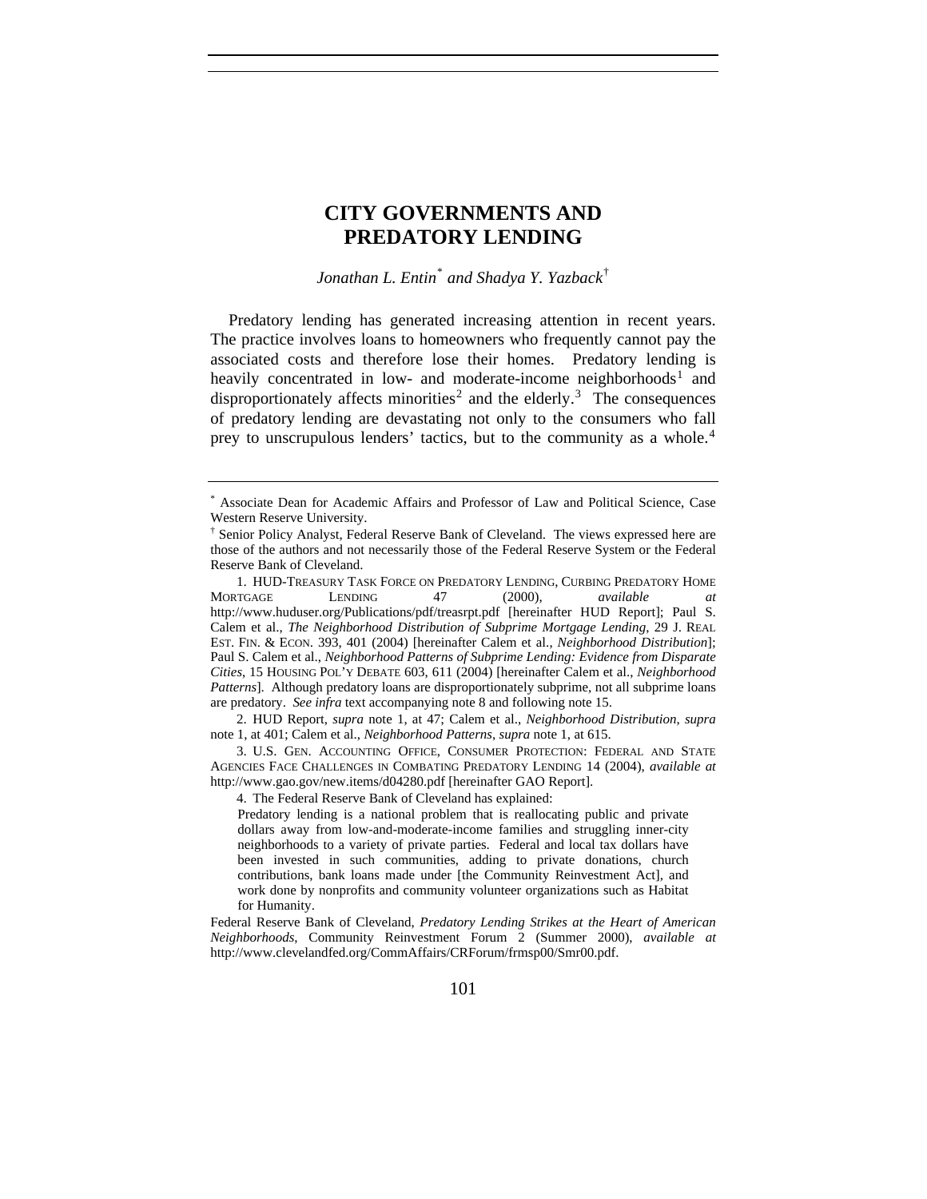# CITY GOVERNMENTS AND PREDATORY LENDING

*Jonathan L. Entin*[*] *and Shadya Y. Yazback*[†]

Predatory lending has generated increasing attention in recent years. The practice involves loans to homeowners who frequently cannot pay the associated costs and therefore lose their homes. Predatory lending is heavily concentrated in low- and moderate-income neighborhoods[1] and disproportionately affects minorities[2] and the elderly.[3] The consequences of predatory lending are devastating not only to the consumers who fall prey to unscrupulous lenders' tactics, but to the community as a whole.[4]

---

[*] Associate Dean for Academic Affairs and Professor of Law and Political Science, Case Western Reserve University.

[†] Senior Policy Analyst, Federal Reserve Bank of Cleveland. The views expressed here are those of the authors and not necessarily those of the Federal Reserve System or the Federal Reserve Bank of Cleveland.

1. HUD-TREASURY TASK FORCE ON PREDATORY LENDING, CURBING PREDATORY HOME MORTGAGE LENDING 47 (2000), *available at* http://www.huduser.org/Publications/pdf/treasrpt.pdf [hereinafter HUD Report]; Paul S. Calem et al., *The Neighborhood Distribution of Subprime Mortgage Lending*, 29 J. REAL EST. FIN. & ECON. 393, 401 (2004) [hereinafter Calem et al., *Neighborhood Distribution*]; Paul S. Calem et al., *Neighborhood Patterns of Subprime Lending: Evidence from Disparate Cities*, 15 HOUSING POL'Y DEBATE 603, 611 (2004) [hereinafter Calem et al., *Neighborhood Patterns*]. Although predatory loans are disproportionately subprime, not all subprime loans are predatory. *See infra* text accompanying note 8 and following note 15.

2. HUD Report, *supra* note 1, at 47; Calem et al., *Neighborhood Distribution*, *supra* note 1, at 401; Calem et al., *Neighborhood Patterns*, *supra* note 1, at 615.

3. U.S. GEN. ACCOUNTING OFFICE, CONSUMER PROTECTION: FEDERAL AND STATE AGENCIES FACE CHALLENGES IN COMBATING PREDATORY LENDING 14 (2004), *available at* http://www.gao.gov/new.items/d04280.pdf [hereinafter GAO Report].

4. The Federal Reserve Bank of Cleveland has explained:

> Predatory lending is a national problem that is reallocating public and private dollars away from low-and-moderate-income families and struggling inner-city neighborhoods to a variety of private parties. Federal and local tax dollars have been invested in such communities, adding to private donations, church contributions, bank loans made under [the Community Reinvestment Act], and work done by nonprofits and community volunteer organizations such as Habitat for Humanity.

Federal Reserve Bank of Cleveland, *Predatory Lending Strikes at the Heart of American Neighborhoods*, Community Reinvestment Forum 2 (Summer 2000), *available at* http://www.clevelandfed.org/CommAffairs/CRForum/frmsp00/Smr00.pdf.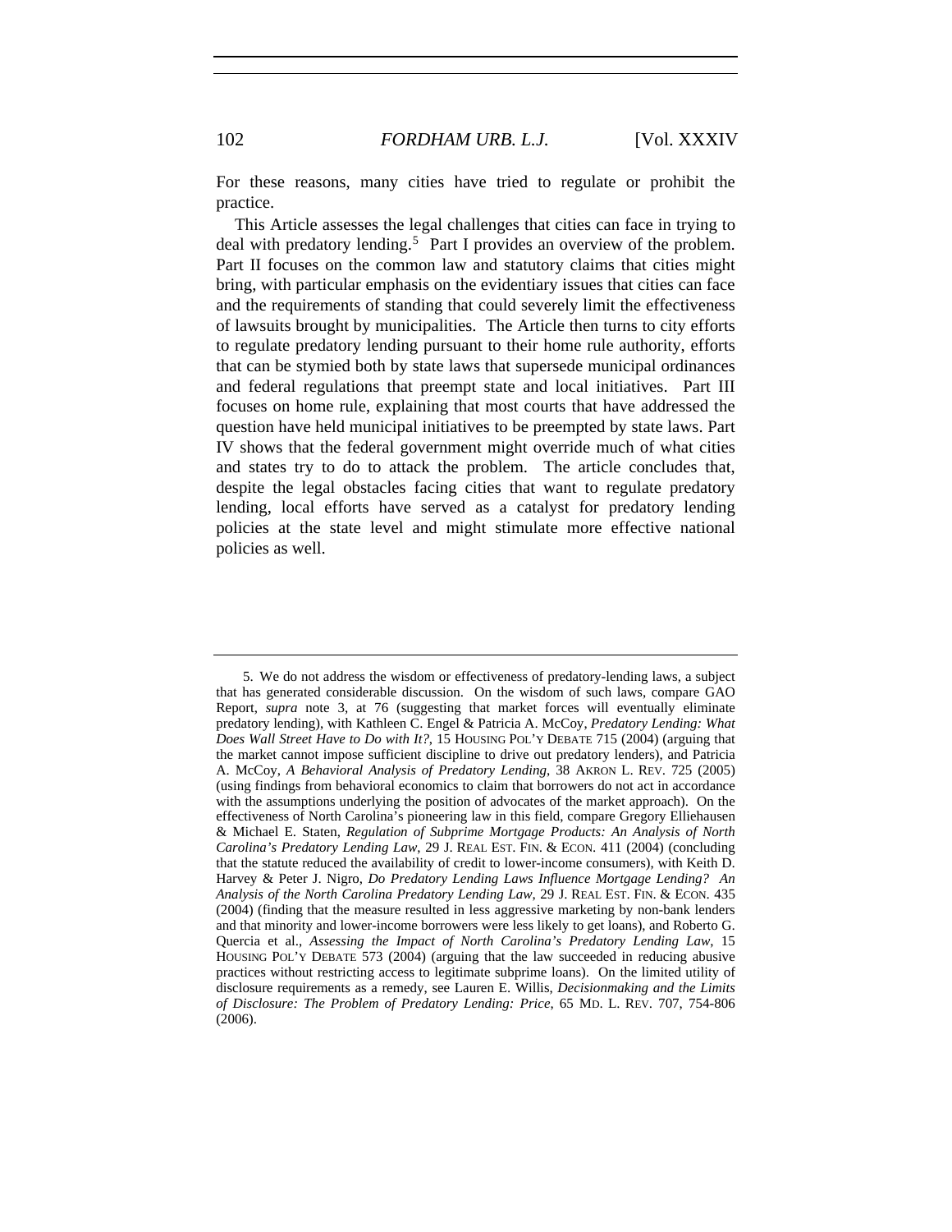For these reasons, many cities have tried to regulate or prohibit the practice.

This Article assesses the legal challenges that cities can face in trying to deal with predatory lending.[5] Part I provides an overview of the problem. Part II focuses on the common law and statutory claims that cities might bring, with particular emphasis on the evidentiary issues that cities can face and the requirements of standing that could severely limit the effectiveness of lawsuits brought by municipalities. The Article then turns to city efforts to regulate predatory lending pursuant to their home rule authority, efforts that can be stymied both by state laws that supersede municipal ordinances and federal regulations that preempt state and local initiatives. Part III focuses on home rule, explaining that most courts that have addressed the question have held municipal initiatives to be preempted by state laws. Part IV shows that the federal government might override much of what cities and states try to do to attack the problem. The article concludes that, despite the legal obstacles facing cities that want to regulate predatory lending, local efforts have served as a catalyst for predatory lending policies at the state level and might stimulate more effective national policies as well.

---

5. We do not address the wisdom or effectiveness of predatory-lending laws, a subject that has generated considerable discussion. On the wisdom of such laws, compare GAO Report, *supra* note 3, at 76 (suggesting that market forces will eventually eliminate predatory lending), with Kathleen C. Engel & Patricia A. McCoy, *Predatory Lending: What Does Wall Street Have to Do with It?*, 15 HOUSING POL'Y DEBATE 715 (2004) (arguing that the market cannot impose sufficient discipline to drive out predatory lenders), and Patricia A. McCoy, *A Behavioral Analysis of Predatory Lending*, 38 AKRON L. REV. 725 (2005) (using findings from behavioral economics to claim that borrowers do not act in accordance with the assumptions underlying the position of advocates of the market approach). On the effectiveness of North Carolina's pioneering law in this field, compare Gregory Elliehausen & Michael E. Staten, *Regulation of Subprime Mortgage Products: An Analysis of North Carolina's Predatory Lending Law*, 29 J. REAL EST. FIN. & ECON. 411 (2004) (concluding that the statute reduced the availability of credit to lower-income consumers), with Keith D. Harvey & Peter J. Nigro, *Do Predatory Lending Laws Influence Mortgage Lending? An Analysis of the North Carolina Predatory Lending Law*, 29 J. REAL EST. FIN. & ECON. 435 (2004) (finding that the measure resulted in less aggressive marketing by non-bank lenders and that minority and lower-income borrowers were less likely to get loans), and Roberto G. Quercia et al., *Assessing the Impact of North Carolina's Predatory Lending Law*, 15 HOUSING POL'Y DEBATE 573 (2004) (arguing that the law succeeded in reducing abusive practices without restricting access to legitimate subprime loans). On the limited utility of disclosure requirements as a remedy, see Lauren E. Willis, *Decisionmaking and the Limits of Disclosure: The Problem of Predatory Lending: Price*, 65 MD. L. REV. 707, 754-806 (2006).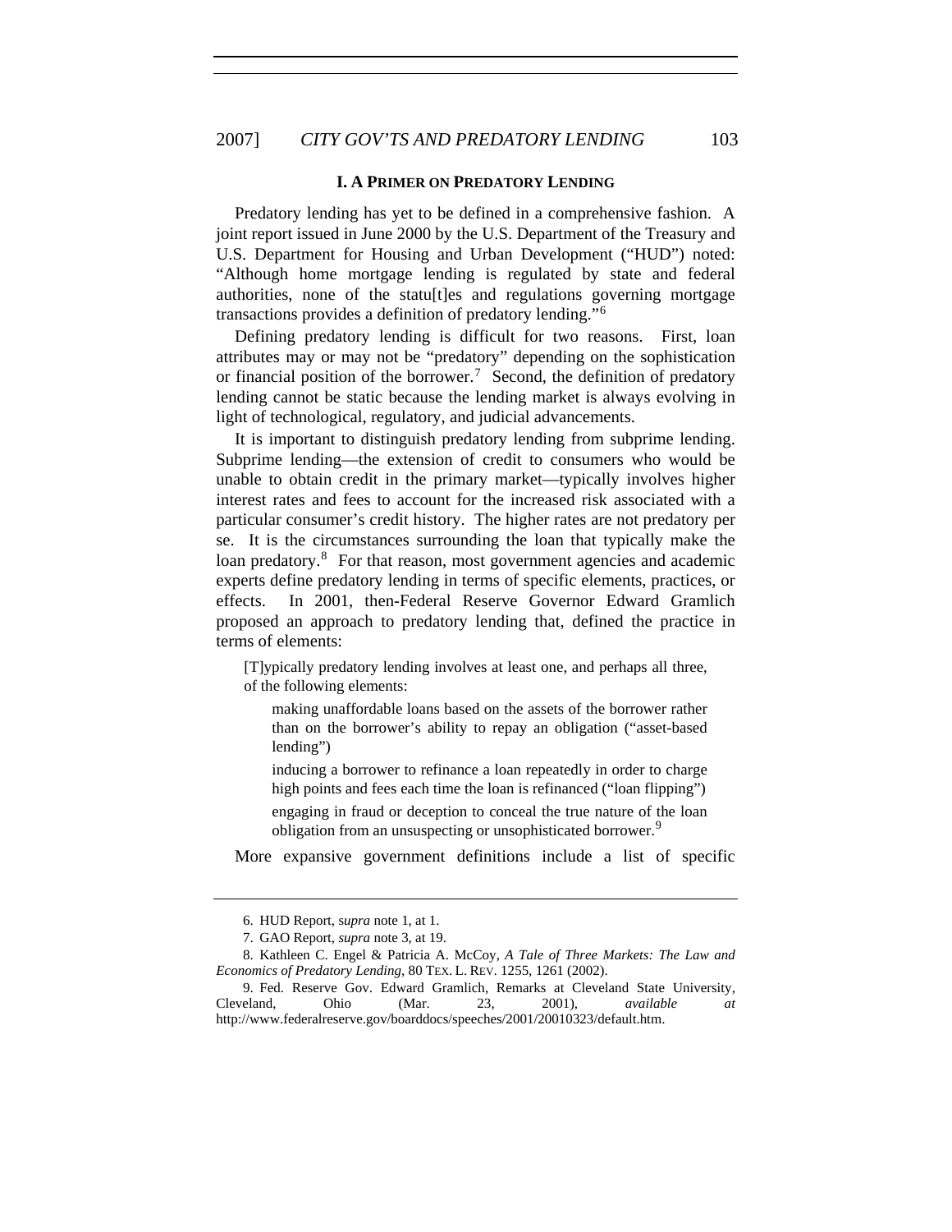## I. A PRIMER ON PREDATORY LENDING

Predatory lending has yet to be defined in a comprehensive fashion. A joint report issued in June 2000 by the U.S. Department of the Treasury and U.S. Department for Housing and Urban Development ("HUD") noted: "Although home mortgage lending is regulated by state and federal authorities, none of the statu[t]es and regulations governing mortgage transactions provides a definition of predatory lending."[6]

Defining predatory lending is difficult for two reasons. First, loan attributes may or may not be "predatory" depending on the sophistication or financial position of the borrower.[7] Second, the definition of predatory lending cannot be static because the lending market is always evolving in light of technological, regulatory, and judicial advancements.

It is important to distinguish predatory lending from subprime lending. Subprime lending—the extension of credit to consumers who would be unable to obtain credit in the primary market—typically involves higher interest rates and fees to account for the increased risk associated with a particular consumer's credit history. The higher rates are not predatory per se. It is the circumstances surrounding the loan that typically make the loan predatory.[8] For that reason, most government agencies and academic experts define predatory lending in terms of specific elements, practices, or effects. In 2001, then-Federal Reserve Governor Edward Gramlich proposed an approach to predatory lending that, defined the practice in terms of elements:

> [T]ypically predatory lending involves at least one, and perhaps all three, of the following elements:
>
> > making unaffordable loans based on the assets of the borrower rather than on the borrower's ability to repay an obligation ("asset-based lending")
> >
> > inducing a borrower to refinance a loan repeatedly in order to charge high points and fees each time the loan is refinanced ("loan flipping")
> >
> > engaging in fraud or deception to conceal the true nature of the loan obligation from an unsuspecting or unsophisticated borrower.[9]

More expansive government definitions include a list of specific

---

6. HUD Report, *supra* note 1, at 1.

7. GAO Report, *supra* note 3, at 19.

8. Kathleen C. Engel & Patricia A. McCoy, *A Tale of Three Markets: The Law and Economics of Predatory Lending*, 80 TEX. L. REV. 1255, 1261 (2002).

9. Fed. Reserve Gov. Edward Gramlich, Remarks at Cleveland State University, Cleveland, Ohio (Mar. 23, 2001), *available at* http://www.federalreserve.gov/boarddocs/speeches/2001/20010323/default.htm.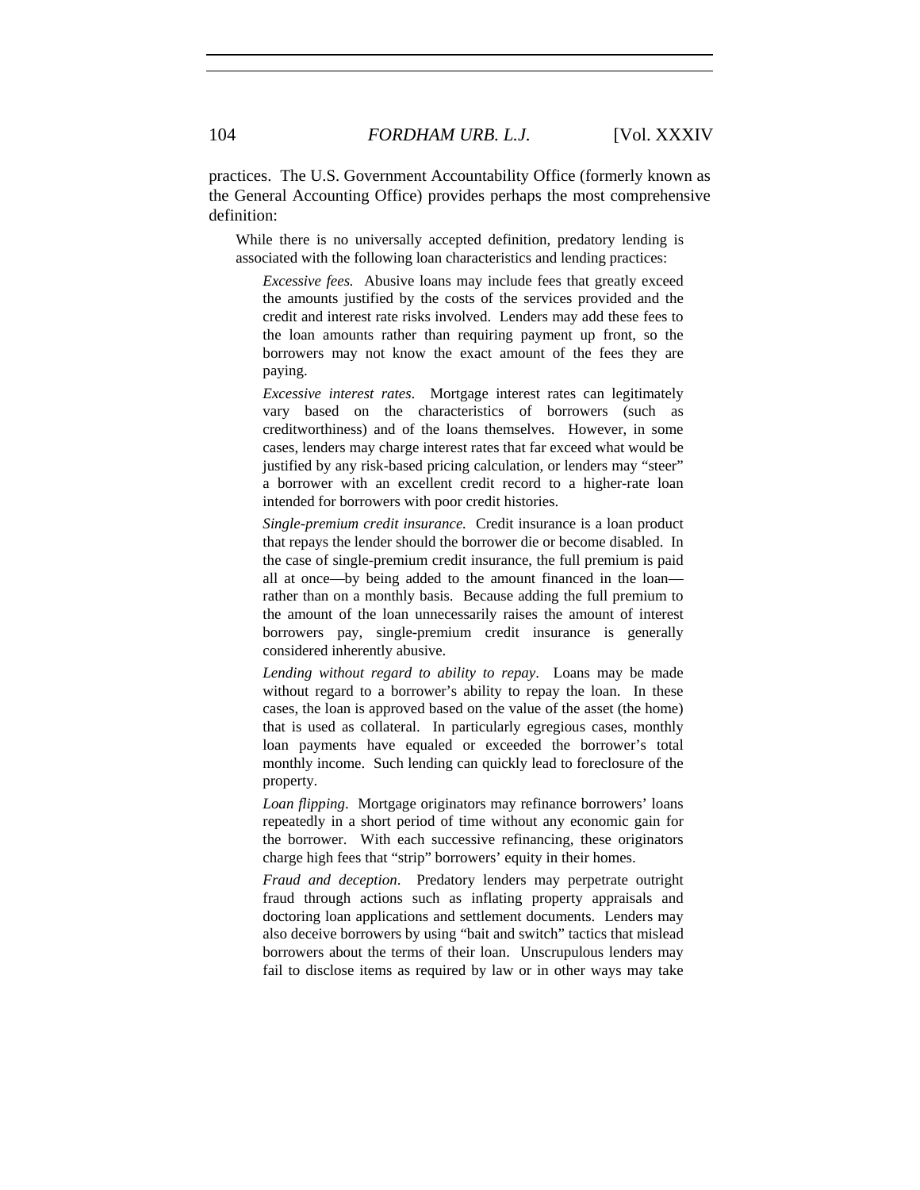practices. The U.S. Government Accountability Office (formerly known as the General Accounting Office) provides perhaps the most comprehensive definition:

> While there is no universally accepted definition, predatory lending is associated with the following loan characteristics and lending practices:
>
> *Excessive fees.* Abusive loans may include fees that greatly exceed the amounts justified by the costs of the services provided and the credit and interest rate risks involved. Lenders may add these fees to the loan amounts rather than requiring payment up front, so the borrowers may not know the exact amount of the fees they are paying.
>
> *Excessive interest rates*. Mortgage interest rates can legitimately vary based on the characteristics of borrowers (such as creditworthiness) and of the loans themselves. However, in some cases, lenders may charge interest rates that far exceed what would be justified by any risk-based pricing calculation, or lenders may "steer" a borrower with an excellent credit record to a higher-rate loan intended for borrowers with poor credit histories.
>
> *Single-premium credit insurance.* Credit insurance is a loan product that repays the lender should the borrower die or become disabled. In the case of single-premium credit insurance, the full premium is paid all at once—by being added to the amount financed in the loan—rather than on a monthly basis. Because adding the full premium to the amount of the loan unnecessarily raises the amount of interest borrowers pay, single-premium credit insurance is generally considered inherently abusive.
>
> *Lending without regard to ability to repay*. Loans may be made without regard to a borrower's ability to repay the loan. In these cases, the loan is approved based on the value of the asset (the home) that is used as collateral. In particularly egregious cases, monthly loan payments have equaled or exceeded the borrower's total monthly income. Such lending can quickly lead to foreclosure of the property.
>
> *Loan flipping*. Mortgage originators may refinance borrowers' loans repeatedly in a short period of time without any economic gain for the borrower. With each successive refinancing, these originators charge high fees that "strip" borrowers' equity in their homes.
>
> *Fraud and deception*. Predatory lenders may perpetrate outright fraud through actions such as inflating property appraisals and doctoring loan applications and settlement documents. Lenders may also deceive borrowers by using "bait and switch" tactics that mislead borrowers about the terms of their loan. Unscrupulous lenders may fail to disclose items as required by law or in other ways may take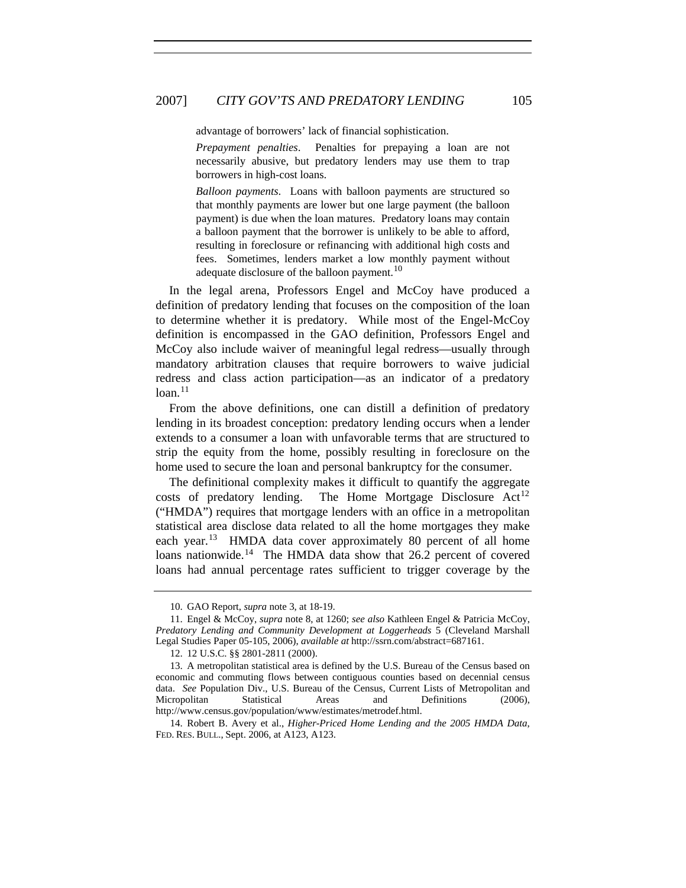advantage of borrowers' lack of financial sophistication.

*Prepayment penalties*. Penalties for prepaying a loan are not necessarily abusive, but predatory lenders may use them to trap borrowers in high-cost loans.

*Balloon payments*. Loans with balloon payments are structured so that monthly payments are lower but one large payment (the balloon payment) is due when the loan matures. Predatory loans may contain a balloon payment that the borrower is unlikely to be able to afford, resulting in foreclosure or refinancing with additional high costs and fees. Sometimes, lenders market a low monthly payment without adequate disclosure of the balloon payment.[10]

In the legal arena, Professors Engel and McCoy have produced a definition of predatory lending that focuses on the composition of the loan to determine whether it is predatory. While most of the Engel-McCoy definition is encompassed in the GAO definition, Professors Engel and McCoy also include waiver of meaningful legal redress—usually through mandatory arbitration clauses that require borrowers to waive judicial redress and class action participation—as an indicator of a predatory loan.[11]

From the above definitions, one can distill a definition of predatory lending in its broadest conception: predatory lending occurs when a lender extends to a consumer a loan with unfavorable terms that are structured to strip the equity from the home, possibly resulting in foreclosure on the home used to secure the loan and personal bankruptcy for the consumer.

The definitional complexity makes it difficult to quantify the aggregate costs of predatory lending. The Home Mortgage Disclosure Act[12] ("HMDA") requires that mortgage lenders with an office in a metropolitan statistical area disclose data related to all the home mortgages they make each year.[13] HMDA data cover approximately 80 percent of all home loans nationwide.[14] The HMDA data show that 26.2 percent of covered loans had annual percentage rates sufficient to trigger coverage by the

---

10. GAO Report, *supra* note 3, at 18-19.

11. Engel & McCoy, *supra* note 8, at 1260; *see also* Kathleen Engel & Patricia McCoy, *Predatory Lending and Community Development at Loggerheads* 5 (Cleveland Marshall Legal Studies Paper 05-105, 2006), *available at* http://ssrn.com/abstract=687161.

12. 12 U.S.C. §§ 2801-2811 (2000).

13. A metropolitan statistical area is defined by the U.S. Bureau of the Census based on economic and commuting flows between contiguous counties based on decennial census data. *See* Population Div., U.S. Bureau of the Census, Current Lists of Metropolitan and Micropolitan Statistical Areas and Definitions (2006), http://www.census.gov/population/www/estimates/metrodef.html.

14. Robert B. Avery et al., *Higher-Priced Home Lending and the 2005 HMDA Data*, FED. RES. BULL., Sept. 2006, at A123, A123.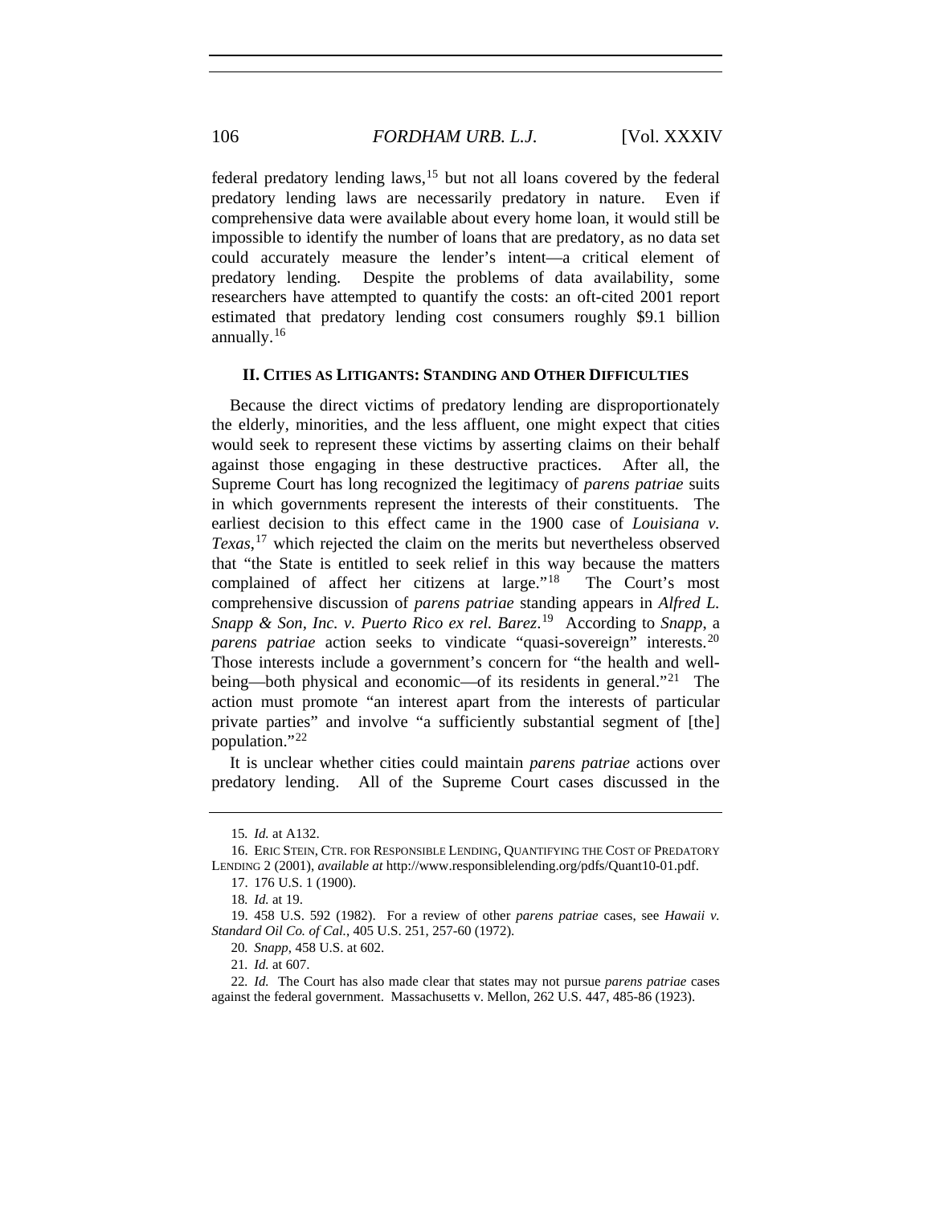federal predatory lending laws,[15] but not all loans covered by the federal predatory lending laws are necessarily predatory in nature. Even if comprehensive data were available about every home loan, it would still be impossible to identify the number of loans that are predatory, as no data set could accurately measure the lender's intent—a critical element of predatory lending. Despite the problems of data availability, some researchers have attempted to quantify the costs: an oft-cited 2001 report estimated that predatory lending cost consumers roughly $9.1 billion annually.[16]

## II. CITIES AS LITIGANTS: STANDING AND OTHER DIFFICULTIES

Because the direct victims of predatory lending are disproportionately the elderly, minorities, and the less affluent, one might expect that cities would seek to represent these victims by asserting claims on their behalf against those engaging in these destructive practices. After all, the Supreme Court has long recognized the legitimacy of *parens patriae* suits in which governments represent the interests of their constituents. The earliest decision to this effect came in the 1900 case of *Louisiana v. Texas*,[17] which rejected the claim on the merits but nevertheless observed that "the State is entitled to seek relief in this way because the matters complained of affect her citizens at large."[18] The Court's most comprehensive discussion of *parens patriae* standing appears in *Alfred L. Snapp & Son, Inc. v. Puerto Rico ex rel. Barez*.[19] According to *Snapp*, a *parens patriae* action seeks to vindicate "quasi-sovereign" interests.[20] Those interests include a government's concern for "the health and well-being—both physical and economic—of its residents in general."[21] The action must promote "an interest apart from the interests of particular private parties" and involve "a sufficiently substantial segment of [the] population."[22]

It is unclear whether cities could maintain *parens patriae* actions over predatory lending. All of the Supreme Court cases discussed in the

---

15. *Id.* at A132.

16. ERIC STEIN, CTR. FOR RESPONSIBLE LENDING, QUANTIFYING THE COST OF PREDATORY LENDING 2 (2001), *available at* http://www.responsiblelending.org/pdfs/Quant10-01.pdf.

17. 176 U.S. 1 (1900).

18. *Id.* at 19.

19. 458 U.S. 592 (1982). For a review of other *parens patriae* cases, see *Hawaii v. Standard Oil Co. of Cal.*, 405 U.S. 251, 257-60 (1972).

20. *Snapp*, 458 U.S. at 602.

21. *Id.* at 607.

22. *Id.* The Court has also made clear that states may not pursue *parens patriae* cases against the federal government. Massachusetts v. Mellon, 262 U.S. 447, 485-86 (1923).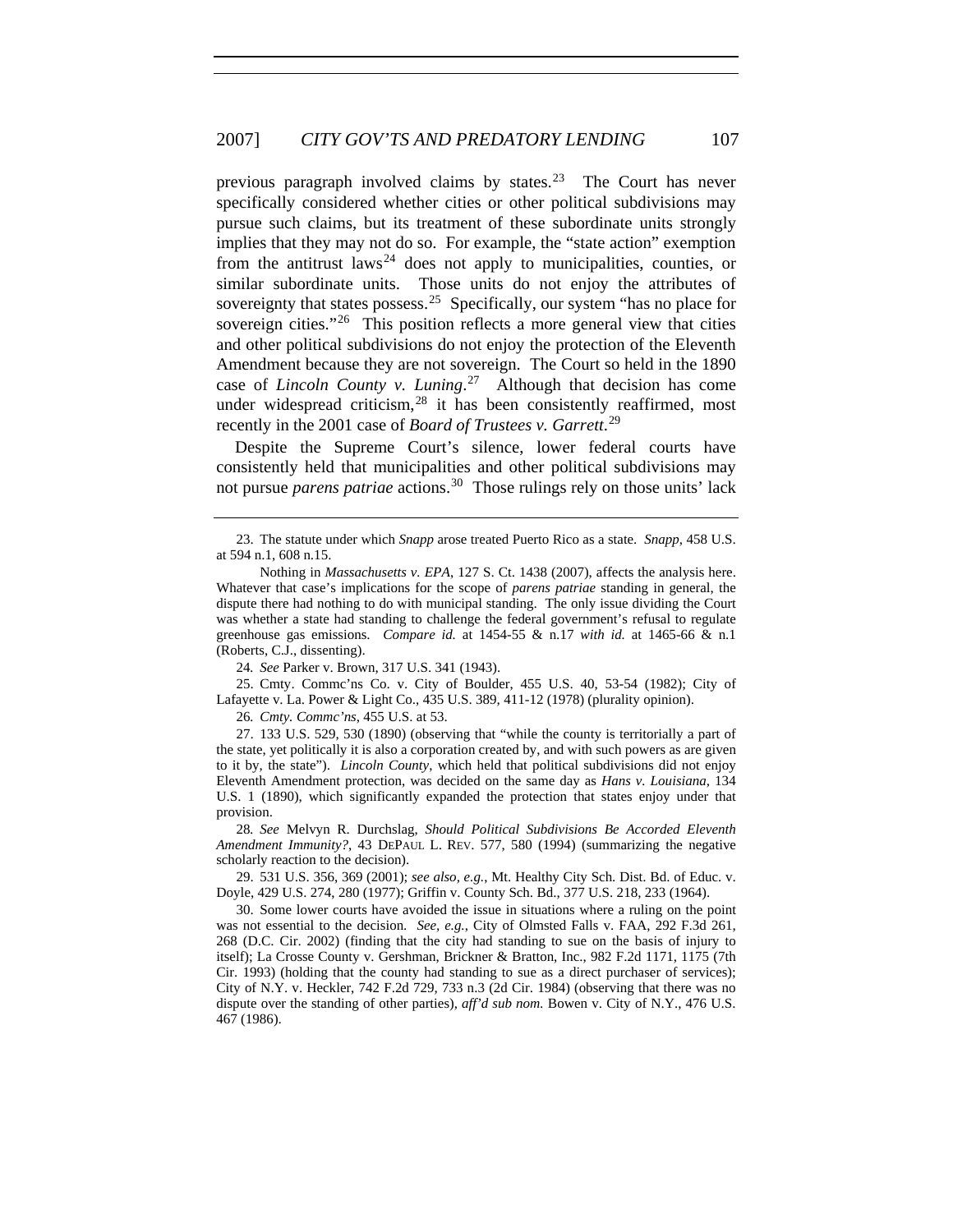previous paragraph involved claims by states.[23] The Court has never specifically considered whether cities or other political subdivisions may pursue such claims, but its treatment of these subordinate units strongly implies that they may not do so. For example, the "state action" exemption from the antitrust laws[24] does not apply to municipalities, counties, or similar subordinate units. Those units do not enjoy the attributes of sovereignty that states possess.[25] Specifically, our system "has no place for sovereign cities."[26] This position reflects a more general view that cities and other political subdivisions do not enjoy the protection of the Eleventh Amendment because they are not sovereign. The Court so held in the 1890 case of *Lincoln County v. Luning*.[27] Although that decision has come under widespread criticism,[28] it has been consistently reaffirmed, most recently in the 2001 case of *Board of Trustees v. Garrett*.[29]

Despite the Supreme Court's silence, lower federal courts have consistently held that municipalities and other political subdivisions may not pursue *parens patriae* actions.[30] Those rulings rely on those units' lack

---

23. The statute under which *Snapp* arose treated Puerto Rico as a state. *Snapp*, 458 U.S. at 594 n.1, 608 n.15.

Nothing in *Massachusetts v. EPA*, 127 S. Ct. 1438 (2007), affects the analysis here. Whatever that case's implications for the scope of *parens patriae* standing in general, the dispute there had nothing to do with municipal standing. The only issue dividing the Court was whether a state had standing to challenge the federal government's refusal to regulate greenhouse gas emissions. *Compare id.* at 1454-55 & n.17 *with id.* at 1465-66 & n.1 (Roberts, C.J., dissenting).

24. *See* Parker v. Brown, 317 U.S. 341 (1943).

25. Cmty. Commc'ns Co. v. City of Boulder, 455 U.S. 40, 53-54 (1982); City of Lafayette v. La. Power & Light Co., 435 U.S. 389, 411-12 (1978) (plurality opinion).

26. *Cmty. Commc'ns*, 455 U.S. at 53.

27. 133 U.S. 529, 530 (1890) (observing that "while the county is territorially a part of the state, yet politically it is also a corporation created by, and with such powers as are given to it by, the state"). *Lincoln County*, which held that political subdivisions did not enjoy Eleventh Amendment protection, was decided on the same day as *Hans v. Louisiana*, 134 U.S. 1 (1890), which significantly expanded the protection that states enjoy under that provision.

28. *See* Melvyn R. Durchslag, *Should Political Subdivisions Be Accorded Eleventh Amendment Immunity?*, 43 DEPAUL L. REV. 577, 580 (1994) (summarizing the negative scholarly reaction to the decision).

29. 531 U.S. 356, 369 (2001); *see also, e.g.*, Mt. Healthy City Sch. Dist. Bd. of Educ. v. Doyle, 429 U.S. 274, 280 (1977); Griffin v. County Sch. Bd., 377 U.S. 218, 233 (1964).

30. Some lower courts have avoided the issue in situations where a ruling on the point was not essential to the decision. *See, e.g.*, City of Olmsted Falls v. FAA, 292 F.3d 261, 268 (D.C. Cir. 2002) (finding that the city had standing to sue on the basis of injury to itself); La Crosse County v. Gershman, Brickner & Bratton, Inc., 982 F.2d 1171, 1175 (7th Cir. 1993) (holding that the county had standing to sue as a direct purchaser of services); City of N.Y. v. Heckler, 742 F.2d 729, 733 n.3 (2d Cir. 1984) (observing that there was no dispute over the standing of other parties), *aff'd sub nom.* Bowen v. City of N.Y., 476 U.S. 467 (1986).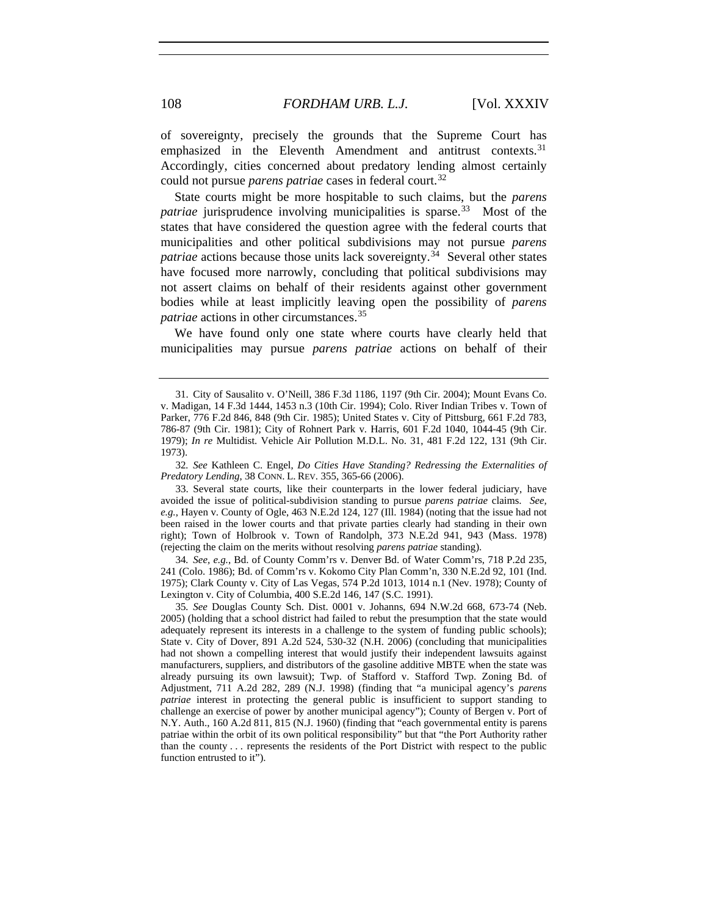of sovereignty, precisely the grounds that the Supreme Court has emphasized in the Eleventh Amendment and antitrust contexts.[31] Accordingly, cities concerned about predatory lending almost certainly could not pursue *parens patriae* cases in federal court.[32]

State courts might be more hospitable to such claims, but the *parens patriae* jurisprudence involving municipalities is sparse.[33] Most of the states that have considered the question agree with the federal courts that municipalities and other political subdivisions may not pursue *parens patriae* actions because those units lack sovereignty.[34] Several other states have focused more narrowly, concluding that political subdivisions may not assert claims on behalf of their residents against other government bodies while at least implicitly leaving open the possibility of *parens patriae* actions in other circumstances.[35]

We have found only one state where courts have clearly held that municipalities may pursue *parens patriae* actions on behalf of their

---

31. City of Sausalito v. O'Neill, 386 F.3d 1186, 1197 (9th Cir. 2004); Mount Evans Co. v. Madigan, 14 F.3d 1444, 1453 n.3 (10th Cir. 1994); Colo. River Indian Tribes v. Town of Parker, 776 F.2d 846, 848 (9th Cir. 1985); United States v. City of Pittsburg, 661 F.2d 783, 786-87 (9th Cir. 1981); City of Rohnert Park v. Harris, 601 F.2d 1040, 1044-45 (9th Cir. 1979); *In re* Multidist. Vehicle Air Pollution M.D.L. No. 31, 481 F.2d 122, 131 (9th Cir. 1973).

32. *See* Kathleen C. Engel, *Do Cities Have Standing? Redressing the Externalities of Predatory Lending*, 38 CONN. L. REV. 355, 365-66 (2006).

33. Several state courts, like their counterparts in the lower federal judiciary, have avoided the issue of political-subdivision standing to pursue *parens patriae* claims. *See, e.g.*, Hayen v. County of Ogle, 463 N.E.2d 124, 127 (Ill. 1984) (noting that the issue had not been raised in the lower courts and that private parties clearly had standing in their own right); Town of Holbrook v. Town of Randolph, 373 N.E.2d 941, 943 (Mass. 1978) (rejecting the claim on the merits without resolving *parens patriae* standing).

34. *See, e.g.*, Bd. of County Comm'rs v. Denver Bd. of Water Comm'rs, 718 P.2d 235, 241 (Colo. 1986); Bd. of Comm'rs v. Kokomo City Plan Comm'n, 330 N.E.2d 92, 101 (Ind. 1975); Clark County v. City of Las Vegas, 574 P.2d 1013, 1014 n.1 (Nev. 1978); County of Lexington v. City of Columbia, 400 S.E.2d 146, 147 (S.C. 1991).

35. *See* Douglas County Sch. Dist. 0001 v. Johanns, 694 N.W.2d 668, 673-74 (Neb. 2005) (holding that a school district had failed to rebut the presumption that the state would adequately represent its interests in a challenge to the system of funding public schools); State v. City of Dover, 891 A.2d 524, 530-32 (N.H. 2006) (concluding that municipalities had not shown a compelling interest that would justify their independent lawsuits against manufacturers, suppliers, and distributors of the gasoline additive MBTE when the state was already pursuing its own lawsuit); Twp. of Stafford v. Stafford Twp. Zoning Bd. of Adjustment, 711 A.2d 282, 289 (N.J. 1998) (finding that "a municipal agency's *parens patriae* interest in protecting the general public is insufficient to support standing to challenge an exercise of power by another municipal agency"); County of Bergen v. Port of N.Y. Auth., 160 A.2d 811, 815 (N.J. 1960) (finding that "each governmental entity is parens patriae within the orbit of its own political responsibility" but that "the Port Authority rather than the county . . . represents the residents of the Port District with respect to the public function entrusted to it").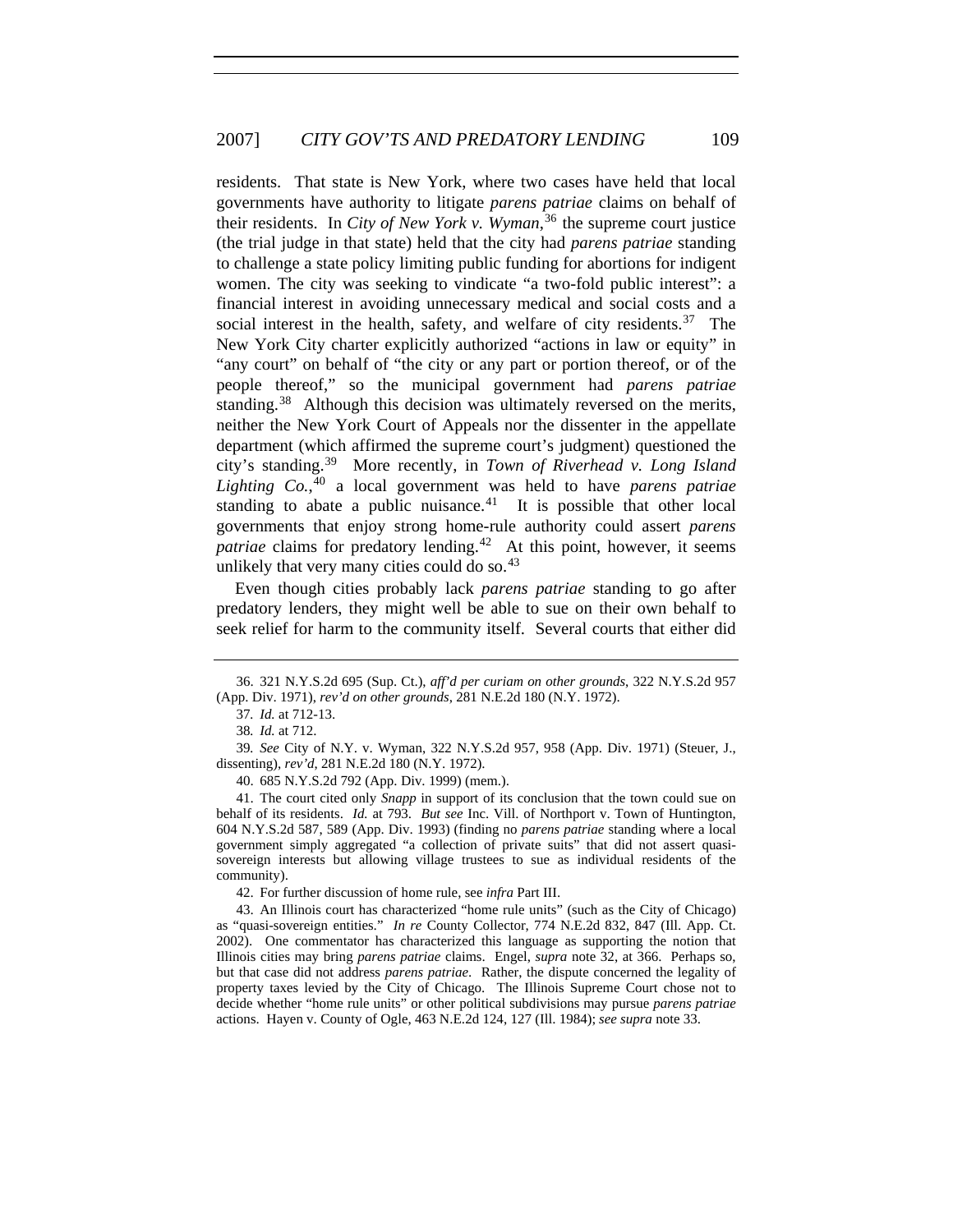residents. That state is New York, where two cases have held that local governments have authority to litigate *parens patriae* claims on behalf of their residents. In *City of New York v. Wyman*,[36] the supreme court justice (the trial judge in that state) held that the city had *parens patriae* standing to challenge a state policy limiting public funding for abortions for indigent women. The city was seeking to vindicate "a two-fold public interest": a financial interest in avoiding unnecessary medical and social costs and a social interest in the health, safety, and welfare of city residents.[37] The New York City charter explicitly authorized "actions in law or equity" in "any court" on behalf of "the city or any part or portion thereof, or of the people thereof," so the municipal government had *parens patriae* standing.[38] Although this decision was ultimately reversed on the merits, neither the New York Court of Appeals nor the dissenter in the appellate department (which affirmed the supreme court's judgment) questioned the city's standing.[39] More recently, in *Town of Riverhead v. Long Island Lighting Co.*,[40] a local government was held to have *parens patriae* standing to abate a public nuisance.[41] It is possible that other local governments that enjoy strong home-rule authority could assert *parens patriae* claims for predatory lending.[42] At this point, however, it seems unlikely that very many cities could do so.[43]

Even though cities probably lack *parens patriae* standing to go after predatory lenders, they might well be able to sue on their own behalf to seek relief for harm to the community itself. Several courts that either did

---

36. 321 N.Y.S.2d 695 (Sup. Ct.), *aff'd per curiam on other grounds*, 322 N.Y.S.2d 957 (App. Div. 1971), *rev'd on other grounds*, 281 N.E.2d 180 (N.Y. 1972).

37. *Id.* at 712-13.

38. *Id.* at 712.

39. *See* City of N.Y. v. Wyman, 322 N.Y.S.2d 957, 958 (App. Div. 1971) (Steuer, J., dissenting), *rev'd*, 281 N.E.2d 180 (N.Y. 1972).

40. 685 N.Y.S.2d 792 (App. Div. 1999) (mem.).

41. The court cited only *Snapp* in support of its conclusion that the town could sue on behalf of its residents. *Id.* at 793. *But see* Inc. Vill. of Northport v. Town of Huntington, 604 N.Y.S.2d 587, 589 (App. Div. 1993) (finding no *parens patriae* standing where a local government simply aggregated "a collection of private suits" that did not assert quasi-sovereign interests but allowing village trustees to sue as individual residents of the community).

42. For further discussion of home rule, see *infra* Part III.

43. An Illinois court has characterized "home rule units" (such as the City of Chicago) as "quasi-sovereign entities." *In re* County Collector, 774 N.E.2d 832, 847 (Ill. App. Ct. 2002). One commentator has characterized this language as supporting the notion that Illinois cities may bring *parens patriae* claims. Engel, *supra* note 32, at 366. Perhaps so, but that case did not address *parens patriae*. Rather, the dispute concerned the legality of property taxes levied by the City of Chicago. The Illinois Supreme Court chose not to decide whether "home rule units" or other political subdivisions may pursue *parens patriae* actions. Hayen v. County of Ogle, 463 N.E.2d 124, 127 (Ill. 1984); *see supra* note 33.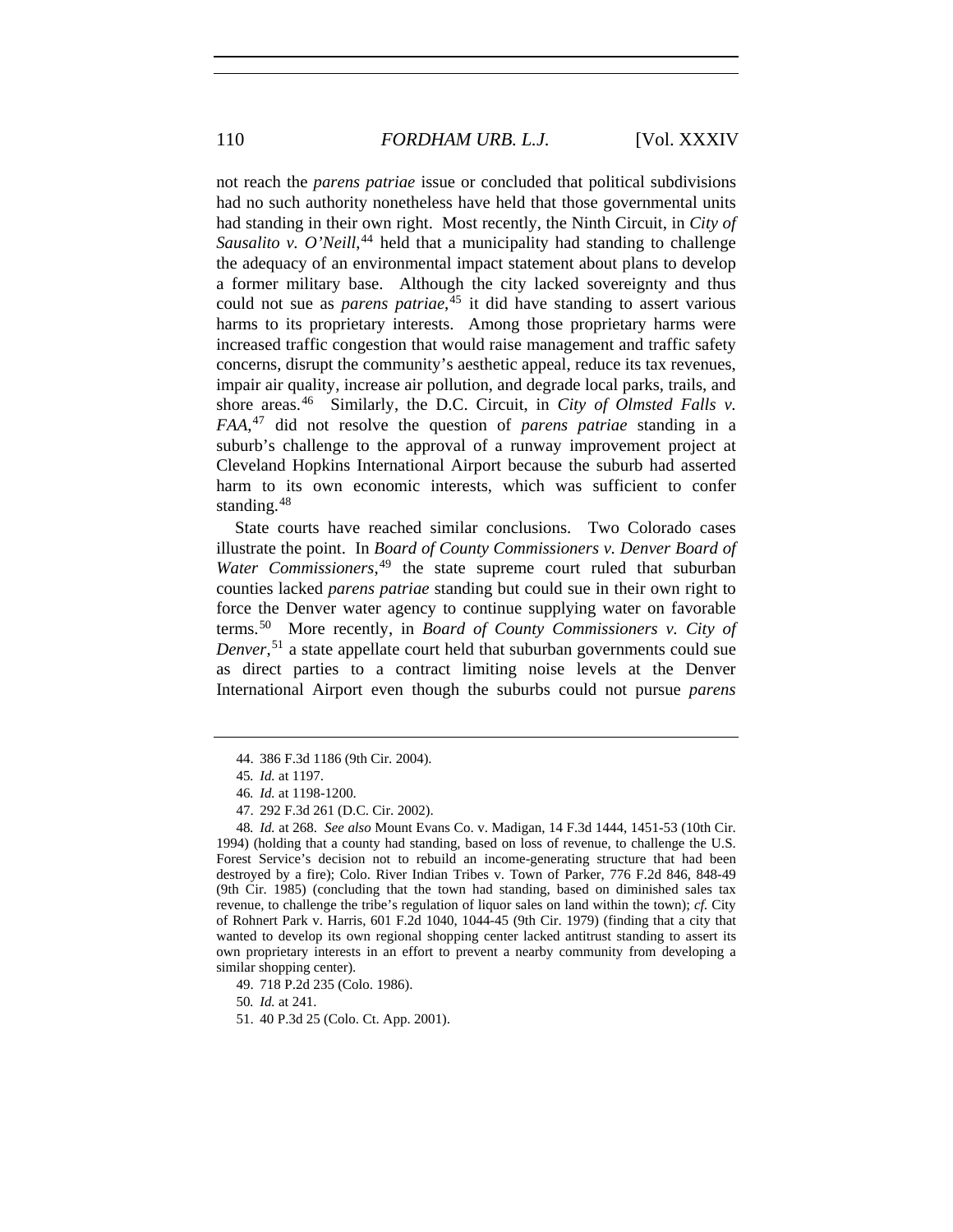not reach the *parens patriae* issue or concluded that political subdivisions had no such authority nonetheless have held that those governmental units had standing in their own right. Most recently, the Ninth Circuit, in *City of Sausalito v. O'Neill*,[44] held that a municipality had standing to challenge the adequacy of an environmental impact statement about plans to develop a former military base. Although the city lacked sovereignty and thus could not sue as *parens patriae*,[45] it did have standing to assert various harms to its proprietary interests. Among those proprietary harms were increased traffic congestion that would raise management and traffic safety concerns, disrupt the community's aesthetic appeal, reduce its tax revenues, impair air quality, increase air pollution, and degrade local parks, trails, and shore areas.[46] Similarly, the D.C. Circuit, in *City of Olmsted Falls v. FAA*,[47] did not resolve the question of *parens patriae* standing in a suburb's challenge to the approval of a runway improvement project at Cleveland Hopkins International Airport because the suburb had asserted harm to its own economic interests, which was sufficient to confer standing.[48]

State courts have reached similar conclusions. Two Colorado cases illustrate the point. In *Board of County Commissioners v. Denver Board of Water Commissioners*,[49] the state supreme court ruled that suburban counties lacked *parens patriae* standing but could sue in their own right to force the Denver water agency to continue supplying water on favorable terms.[50] More recently, in *Board of County Commissioners v. City of Denver*,[51] a state appellate court held that suburban governments could sue as direct parties to a contract limiting noise levels at the Denver International Airport even though the suburbs could not pursue *parens*

---

44. 386 F.3d 1186 (9th Cir. 2004).

45. *Id.* at 1197.

46. *Id.* at 1198-1200.

47. 292 F.3d 261 (D.C. Cir. 2002).

48. *Id.* at 268. *See also* Mount Evans Co. v. Madigan, 14 F.3d 1444, 1451-53 (10th Cir. 1994) (holding that a county had standing, based on loss of revenue, to challenge the U.S. Forest Service's decision not to rebuild an income-generating structure that had been destroyed by a fire); Colo. River Indian Tribes v. Town of Parker, 776 F.2d 846, 848-49 (9th Cir. 1985) (concluding that the town had standing, based on diminished sales tax revenue, to challenge the tribe's regulation of liquor sales on land within the town); *cf.* City of Rohnert Park v. Harris, 601 F.2d 1040, 1044-45 (9th Cir. 1979) (finding that a city that wanted to develop its own regional shopping center lacked antitrust standing to assert its own proprietary interests in an effort to prevent a nearby community from developing a similar shopping center).

49. 718 P.2d 235 (Colo. 1986).

50. *Id.* at 241.

51. 40 P.3d 25 (Colo. Ct. App. 2001).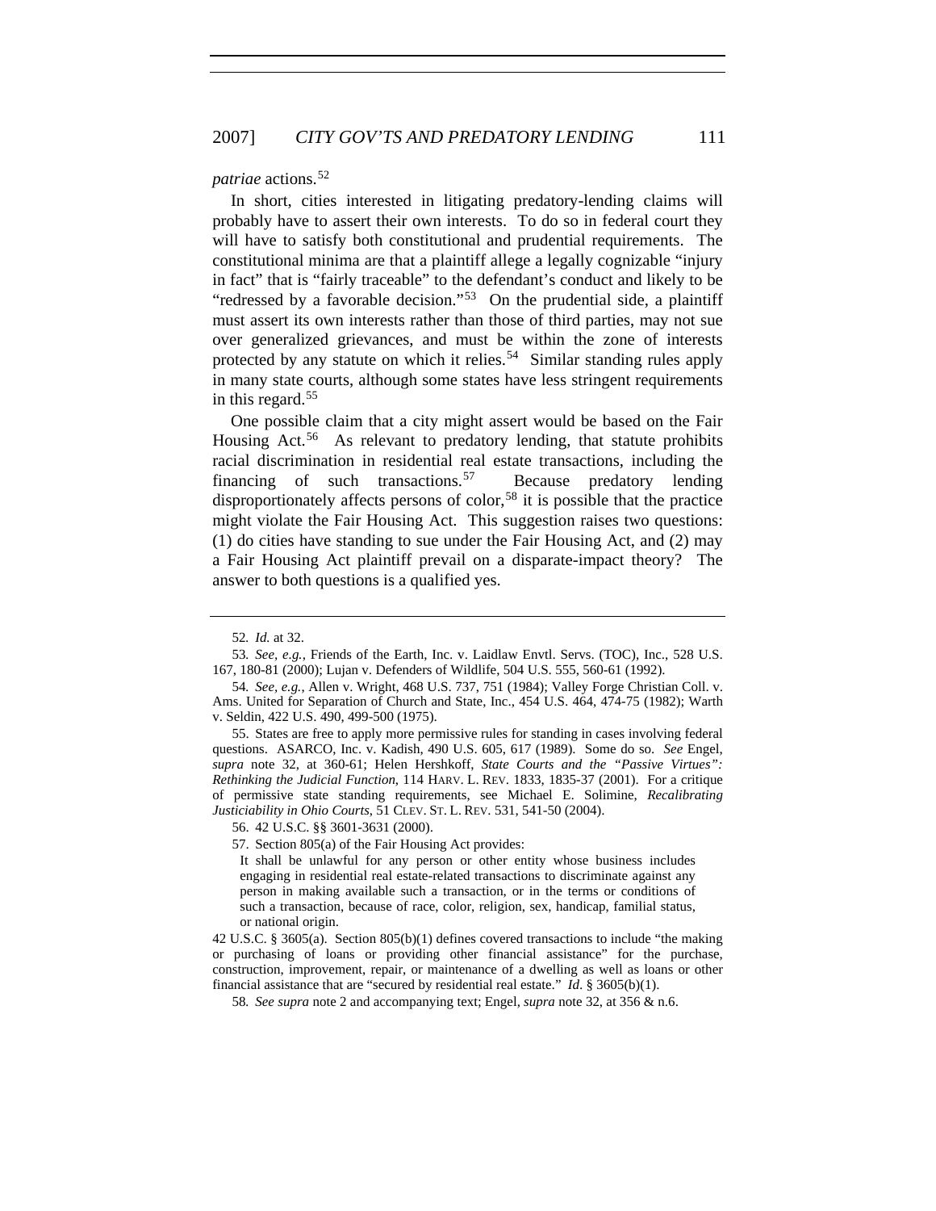*patriae* actions.[52]

In short, cities interested in litigating predatory-lending claims will probably have to assert their own interests. To do so in federal court they will have to satisfy both constitutional and prudential requirements. The constitutional minima are that a plaintiff allege a legally cognizable "injury in fact" that is "fairly traceable" to the defendant's conduct and likely to be "redressed by a favorable decision."[53] On the prudential side, a plaintiff must assert its own interests rather than those of third parties, may not sue over generalized grievances, and must be within the zone of interests protected by any statute on which it relies.[54] Similar standing rules apply in many state courts, although some states have less stringent requirements in this regard.[55]

One possible claim that a city might assert would be based on the Fair Housing Act.[56] As relevant to predatory lending, that statute prohibits racial discrimination in residential real estate transactions, including the financing of such transactions.[57] Because predatory lending disproportionately affects persons of color,[58] it is possible that the practice might violate the Fair Housing Act. This suggestion raises two questions: (1) do cities have standing to sue under the Fair Housing Act, and (2) may a Fair Housing Act plaintiff prevail on a disparate-impact theory? The answer to both questions is a qualified yes.

---

52. *Id.* at 32.

53. *See, e.g.*, Friends of the Earth, Inc. v. Laidlaw Envtl. Servs. (TOC), Inc., 528 U.S. 167, 180-81 (2000); Lujan v. Defenders of Wildlife, 504 U.S. 555, 560-61 (1992).

54. *See, e.g.*, Allen v. Wright, 468 U.S. 737, 751 (1984); Valley Forge Christian Coll. v. Ams. United for Separation of Church and State, Inc., 454 U.S. 464, 474-75 (1982); Warth v. Seldin, 422 U.S. 490, 499-500 (1975).

55. States are free to apply more permissive rules for standing in cases involving federal questions. ASARCO, Inc. v. Kadish, 490 U.S. 605, 617 (1989). Some do so. *See* Engel, *supra* note 32, at 360-61; Helen Hershkoff, *State Courts and the "Passive Virtues": Rethinking the Judicial Function*, 114 HARV. L. REV. 1833, 1835-37 (2001). For a critique of permissive state standing requirements, see Michael E. Solimine, *Recalibrating Justiciability in Ohio Courts*, 51 CLEV. ST. L. REV. 531, 541-50 (2004).

56. 42 U.S.C. §§ 3601-3631 (2000).

57. Section 805(a) of the Fair Housing Act provides:

> It shall be unlawful for any person or other entity whose business includes engaging in residential real estate-related transactions to discriminate against any person in making available such a transaction, or in the terms or conditions of such a transaction, because of race, color, religion, sex, handicap, familial status, or national origin.

42 U.S.C. § 3605(a). Section 805(b)(1) defines covered transactions to include "the making or purchasing of loans or providing other financial assistance" for the purchase, construction, improvement, repair, or maintenance of a dwelling as well as loans or other financial assistance that are "secured by residential real estate." *Id.* § 3605(b)(1).

58. *See supra* note 2 and accompanying text; Engel, *supra* note 32, at 356 & n.6.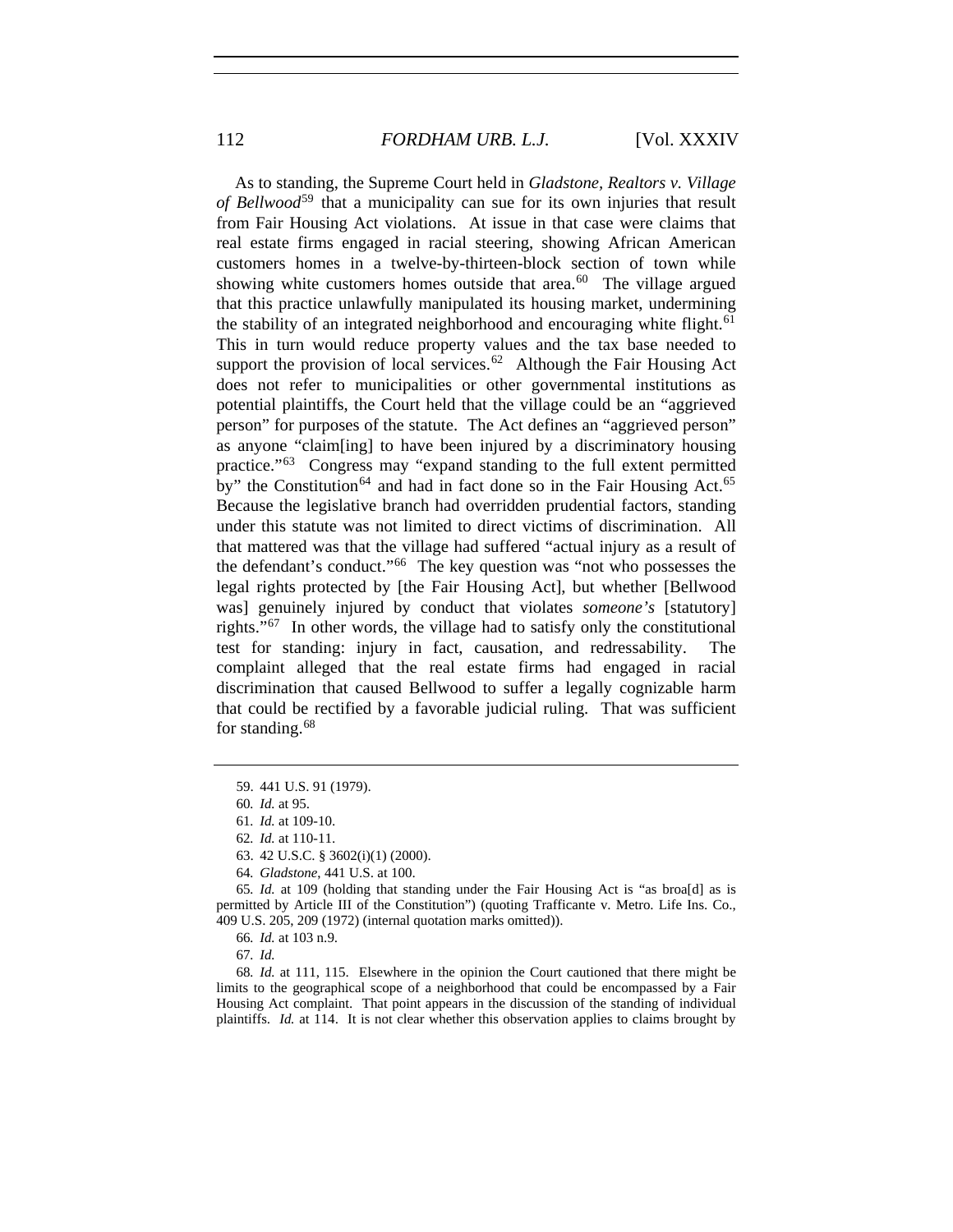As to standing, the Supreme Court held in *Gladstone, Realtors v. Village of Bellwood*[59] that a municipality can sue for its own injuries that result from Fair Housing Act violations. At issue in that case were claims that real estate firms engaged in racial steering, showing African American customers homes in a twelve-by-thirteen-block section of town while showing white customers homes outside that area.[60] The village argued that this practice unlawfully manipulated its housing market, undermining the stability of an integrated neighborhood and encouraging white flight.[61] This in turn would reduce property values and the tax base needed to support the provision of local services.[62] Although the Fair Housing Act does not refer to municipalities or other governmental institutions as potential plaintiffs, the Court held that the village could be an "aggrieved person" for purposes of the statute. The Act defines an "aggrieved person" as anyone "claim[ing] to have been injured by a discriminatory housing practice."[63] Congress may "expand standing to the full extent permitted by" the Constitution[64] and had in fact done so in the Fair Housing Act.[65] Because the legislative branch had overridden prudential factors, standing under this statute was not limited to direct victims of discrimination. All that mattered was that the village had suffered "actual injury as a result of the defendant's conduct."[66] The key question was "not who possesses the legal rights protected by [the Fair Housing Act], but whether [Bellwood was] genuinely injured by conduct that violates *someone's* [statutory] rights."[67] In other words, the village had to satisfy only the constitutional test for standing: injury in fact, causation, and redressability. The complaint alleged that the real estate firms had engaged in racial discrimination that caused Bellwood to suffer a legally cognizable harm that could be rectified by a favorable judicial ruling. That was sufficient for standing.[68]

---

59. 441 U.S. 91 (1979).

60. *Id.* at 95.

61. *Id.* at 109-10.

62. *Id.* at 110-11.

63. 42 U.S.C. § 3602(i)(1) (2000).

64. *Gladstone*, 441 U.S. at 100.

65. *Id.* at 109 (holding that standing under the Fair Housing Act is "as broa[d] as is permitted by Article III of the Constitution") (quoting Trafficante v. Metro. Life Ins. Co., 409 U.S. 205, 209 (1972) (internal quotation marks omitted)).

66. *Id.* at 103 n.9.

67. *Id.*

68. *Id.* at 111, 115. Elsewhere in the opinion the Court cautioned that there might be limits to the geographical scope of a neighborhood that could be encompassed by a Fair Housing Act complaint. That point appears in the discussion of the standing of individual plaintiffs. *Id.* at 114. It is not clear whether this observation applies to claims brought by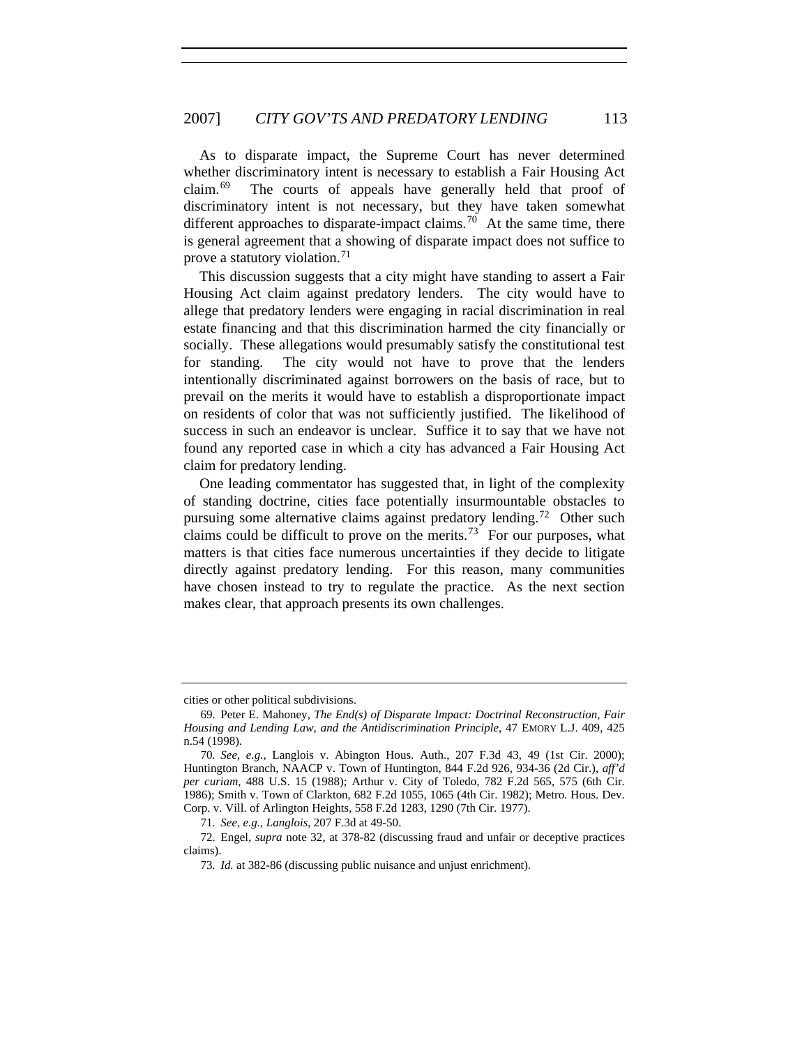As to disparate impact, the Supreme Court has never determined whether discriminatory intent is necessary to establish a Fair Housing Act claim.[69] The courts of appeals have generally held that proof of discriminatory intent is not necessary, but they have taken somewhat different approaches to disparate-impact claims.[70] At the same time, there is general agreement that a showing of disparate impact does not suffice to prove a statutory violation.[71]

This discussion suggests that a city might have standing to assert a Fair Housing Act claim against predatory lenders. The city would have to allege that predatory lenders were engaging in racial discrimination in real estate financing and that this discrimination harmed the city financially or socially. These allegations would presumably satisfy the constitutional test for standing. The city would not have to prove that the lenders intentionally discriminated against borrowers on the basis of race, but to prevail on the merits it would have to establish a disproportionate impact on residents of color that was not sufficiently justified. The likelihood of success in such an endeavor is unclear. Suffice it to say that we have not found any reported case in which a city has advanced a Fair Housing Act claim for predatory lending.

One leading commentator has suggested that, in light of the complexity of standing doctrine, cities face potentially insurmountable obstacles to pursuing some alternative claims against predatory lending.[72] Other such claims could be difficult to prove on the merits.[73] For our purposes, what matters is that cities face numerous uncertainties if they decide to litigate directly against predatory lending. For this reason, many communities have chosen instead to try to regulate the practice. As the next section makes clear, that approach presents its own challenges.

---

cities or other political subdivisions.

69. Peter E. Mahoney, *The End(s) of Disparate Impact: Doctrinal Reconstruction, Fair Housing and Lending Law, and the Antidiscrimination Principle*, 47 EMORY L.J. 409, 425 n.54 (1998).

70. *See, e.g.*, Langlois v. Abington Hous. Auth., 207 F.3d 43, 49 (1st Cir. 2000); Huntington Branch, NAACP v. Town of Huntington, 844 F.2d 926, 934-36 (2d Cir.), *aff'd per curiam*, 488 U.S. 15 (1988); Arthur v. City of Toledo, 782 F.2d 565, 575 (6th Cir. 1986); Smith v. Town of Clarkton, 682 F.2d 1055, 1065 (4th Cir. 1982); Metro. Hous. Dev. Corp. v. Vill. of Arlington Heights, 558 F.2d 1283, 1290 (7th Cir. 1977).

71. *See, e.g.*, *Langlois*, 207 F.3d at 49-50.

72. Engel, *supra* note 32, at 378-82 (discussing fraud and unfair or deceptive practices claims).

73. *Id.* at 382-86 (discussing public nuisance and unjust enrichment).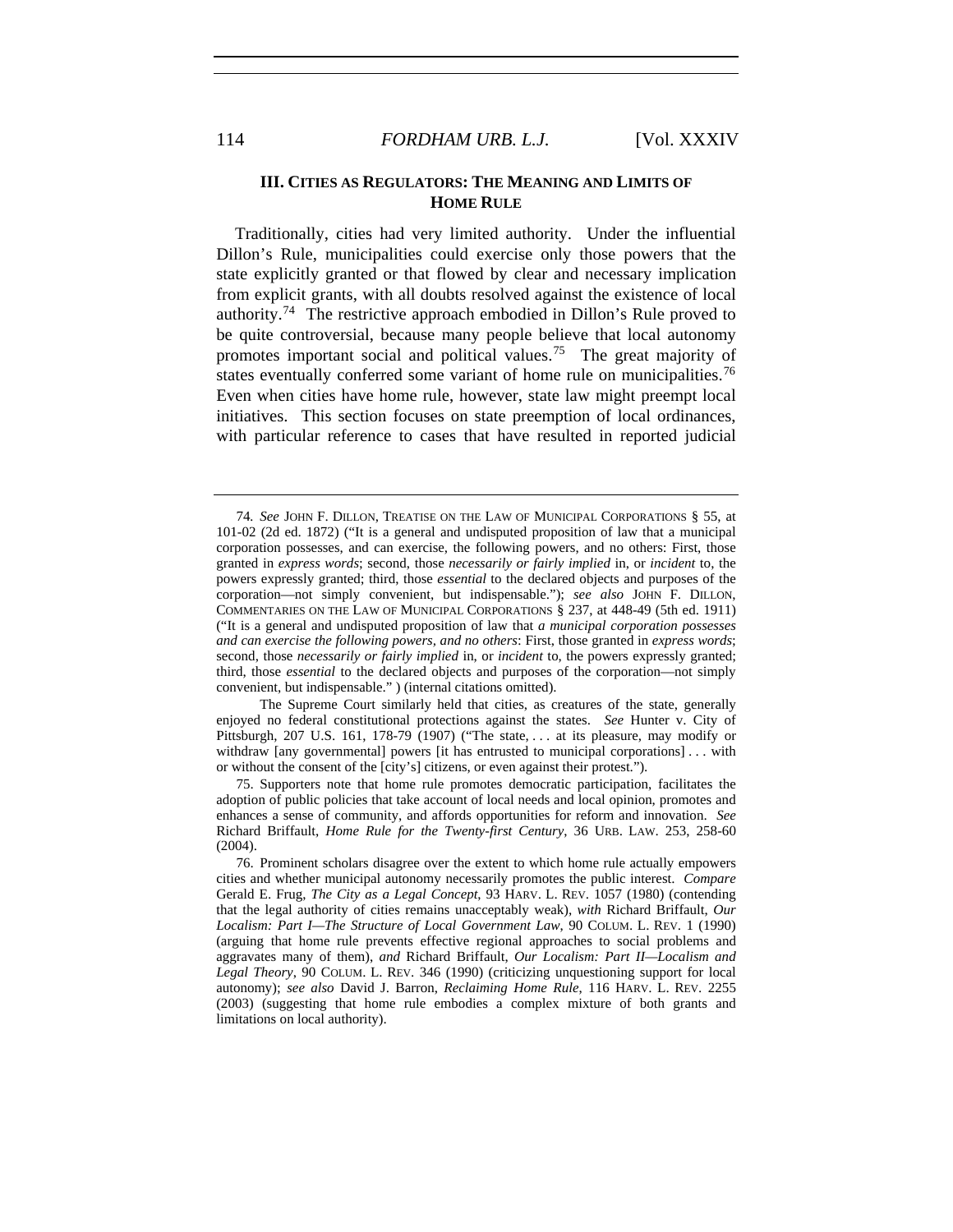## III. CITIES AS REGULATORS: THE MEANING AND LIMITS OF HOME RULE

Traditionally, cities had very limited authority. Under the influential Dillon's Rule, municipalities could exercise only those powers that the state explicitly granted or that flowed by clear and necessary implication from explicit grants, with all doubts resolved against the existence of local authority.[74] The restrictive approach embodied in Dillon's Rule proved to be quite controversial, because many people believe that local autonomy promotes important social and political values.[75] The great majority of states eventually conferred some variant of home rule on municipalities.[76] Even when cities have home rule, however, state law might preempt local initiatives. This section focuses on state preemption of local ordinances, with particular reference to cases that have resulted in reported judicial

---

74. *See* JOHN F. DILLON, TREATISE ON THE LAW OF MUNICIPAL CORPORATIONS § 55, at 101-02 (2d ed. 1872) ("It is a general and undisputed proposition of law that a municipal corporation possesses, and can exercise, the following powers, and no others: First, those granted in *express words*; second, those *necessarily or fairly implied* in, or *incident* to, the powers expressly granted; third, those *essential* to the declared objects and purposes of the corporation—not simply convenient, but indispensable."); *see also* JOHN F. DILLON, COMMENTARIES ON THE LAW OF MUNICIPAL CORPORATIONS § 237, at 448-49 (5th ed. 1911) ("It is a general and undisputed proposition of law that *a municipal corporation possesses and can exercise the following powers, and no others*: First, those granted in *express words*; second, those *necessarily or fairly implied* in, or *incident* to, the powers expressly granted; third, those *essential* to the declared objects and purposes of the corporation—not simply convenient, but indispensable." ) (internal citations omitted).

The Supreme Court similarly held that cities, as creatures of the state, generally enjoyed no federal constitutional protections against the states. *See* Hunter v. City of Pittsburgh, 207 U.S. 161, 178-79 (1907) ("The state, . . . at its pleasure, may modify or withdraw [any governmental] powers [it has entrusted to municipal corporations] . . . with or without the consent of the [city's] citizens, or even against their protest.").

75. Supporters note that home rule promotes democratic participation, facilitates the adoption of public policies that take account of local needs and local opinion, promotes and enhances a sense of community, and affords opportunities for reform and innovation. *See* Richard Briffault, *Home Rule for the Twenty-first Century*, 36 URB. LAW. 253, 258-60 (2004).

76. Prominent scholars disagree over the extent to which home rule actually empowers cities and whether municipal autonomy necessarily promotes the public interest. *Compare* Gerald E. Frug, *The City as a Legal Concept*, 93 HARV. L. REV. 1057 (1980) (contending that the legal authority of cities remains unacceptably weak), *with* Richard Briffault, *Our Localism: Part I—The Structure of Local Government Law*, 90 COLUM. L. REV. 1 (1990) (arguing that home rule prevents effective regional approaches to social problems and aggravates many of them), *and* Richard Briffault, *Our Localism: Part II—Localism and Legal Theory*, 90 COLUM. L. REV. 346 (1990) (criticizing unquestioning support for local autonomy); *see also* David J. Barron, *Reclaiming Home Rule*, 116 HARV. L. REV. 2255 (2003) (suggesting that home rule embodies a complex mixture of both grants and limitations on local authority).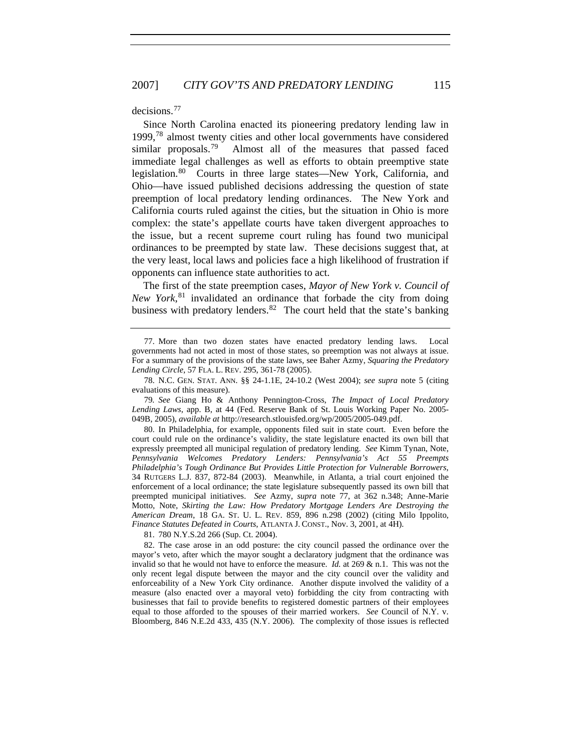decisions.[77]

Since North Carolina enacted its pioneering predatory lending law in 1999,[78] almost twenty cities and other local governments have considered similar proposals.[79] Almost all of the measures that passed faced immediate legal challenges as well as efforts to obtain preemptive state legislation.[80] Courts in three large states—New York, California, and Ohio—have issued published decisions addressing the question of state preemption of local predatory lending ordinances. The New York and California courts ruled against the cities, but the situation in Ohio is more complex: the state's appellate courts have taken divergent approaches to the issue, but a recent supreme court ruling has found two municipal ordinances to be preempted by state law. These decisions suggest that, at the very least, local laws and policies face a high likelihood of frustration if opponents can influence state authorities to act.

The first of the state preemption cases, *Mayor of New York v. Council of New York*,[81] invalidated an ordinance that forbade the city from doing business with predatory lenders.[82] The court held that the state's banking

---

77. More than two dozen states have enacted predatory lending laws. Local governments had not acted in most of those states, so preemption was not always at issue. For a summary of the provisions of the state laws, see Baher Azmy, *Squaring the Predatory Lending Circle*, 57 FLA. L. REV. 295, 361-78 (2005).

78. N.C. GEN. STAT. ANN. §§ 24-1.1E, 24-10.2 (West 2004); *see supra* note 5 (citing evaluations of this measure).

79. *See* Giang Ho & Anthony Pennington-Cross, *The Impact of Local Predatory Lending Laws*, app. B, at 44 (Fed. Reserve Bank of St. Louis Working Paper No. 2005-049B, 2005), *available at* http://research.stlouisfed.org/wp/2005/2005-049.pdf.

80. In Philadelphia, for example, opponents filed suit in state court. Even before the court could rule on the ordinance's validity, the state legislature enacted its own bill that expressly preempted all municipal regulation of predatory lending. *See* Kimm Tynan, Note, *Pennsylvania Welcomes Predatory Lenders: Pennsylvania's Act 55 Preempts Philadelphia's Tough Ordinance But Provides Little Protection for Vulnerable Borrowers*, 34 RUTGERS L.J. 837, 872-84 (2003). Meanwhile, in Atlanta, a trial court enjoined the enforcement of a local ordinance; the state legislature subsequently passed its own bill that preempted municipal initiatives. *See* Azmy, *supra* note 77, at 362 n.348; Anne-Marie Motto, Note, *Skirting the Law: How Predatory Mortgage Lenders Are Destroying the American Dream*, 18 GA. ST. U. L. REV. 859, 896 n.298 (2002) (citing Milo Ippolito, *Finance Statutes Defeated in Courts*, ATLANTA J. CONST., Nov. 3, 2001, at 4H).

81. 780 N.Y.S.2d 266 (Sup. Ct. 2004).

82. The case arose in an odd posture: the city council passed the ordinance over the mayor's veto, after which the mayor sought a declaratory judgment that the ordinance was invalid so that he would not have to enforce the measure. *Id.* at 269 & n.1. This was not the only recent legal dispute between the mayor and the city council over the validity and enforceability of a New York City ordinance. Another dispute involved the validity of a measure (also enacted over a mayoral veto) forbidding the city from contracting with businesses that fail to provide benefits to registered domestic partners of their employees equal to those afforded to the spouses of their married workers. *See* Council of N.Y. v. Bloomberg, 846 N.E.2d 433, 435 (N.Y. 2006). The complexity of those issues is reflected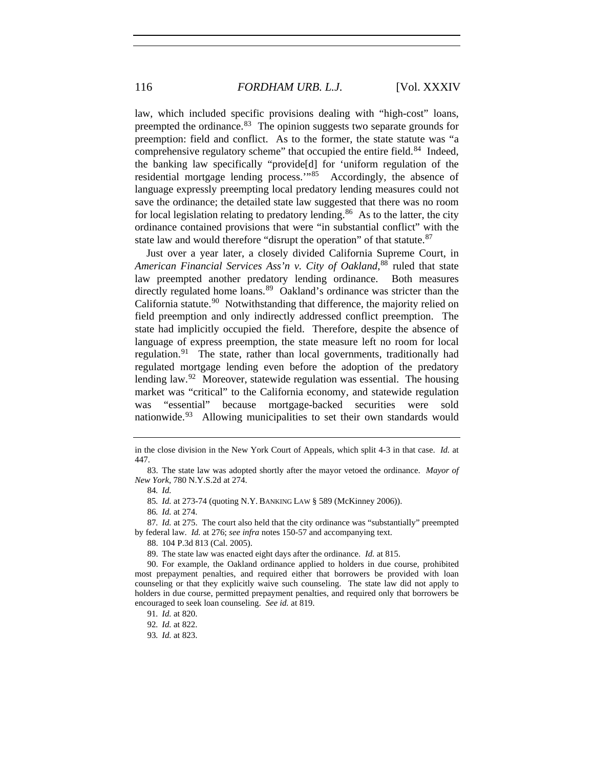law, which included specific provisions dealing with "high-cost" loans, preempted the ordinance.[83] The opinion suggests two separate grounds for preemption: field and conflict. As to the former, the state statute was "a comprehensive regulatory scheme" that occupied the entire field.[84] Indeed, the banking law specifically "provide[d] for 'uniform regulation of the residential mortgage lending process.'"[85] Accordingly, the absence of language expressly preempting local predatory lending measures could not save the ordinance; the detailed state law suggested that there was no room for local legislation relating to predatory lending.[86] As to the latter, the city ordinance contained provisions that were "in substantial conflict" with the state law and would therefore "disrupt the operation" of that statute.[87]

Just over a year later, a closely divided California Supreme Court, in *American Financial Services Ass'n v. City of Oakland*,[88] ruled that state law preempted another predatory lending ordinance. Both measures directly regulated home loans.[89] Oakland's ordinance was stricter than the California statute.[90] Notwithstanding that difference, the majority relied on field preemption and only indirectly addressed conflict preemption. The state had implicitly occupied the field. Therefore, despite the absence of language of express preemption, the state measure left no room for local regulation.[91] The state, rather than local governments, traditionally had regulated mortgage lending even before the adoption of the predatory lending law.[92] Moreover, statewide regulation was essential. The housing market was "critical" to the California economy, and statewide regulation was "essential" because mortgage-backed securities were sold nationwide.[93] Allowing municipalities to set their own standards would

---

in the close division in the New York Court of Appeals, which split 4-3 in that case. *Id.* at 447.

83. The state law was adopted shortly after the mayor vetoed the ordinance. *Mayor of New York*, 780 N.Y.S.2d at 274.

84. *Id.*

85. *Id.* at 273-74 (quoting N.Y. BANKING LAW § 589 (McKinney 2006)).

86. *Id.* at 274.

87. *Id.* at 275. The court also held that the city ordinance was "substantially" preempted by federal law. *Id.* at 276; *see infra* notes 150-57 and accompanying text.

88. 104 P.3d 813 (Cal. 2005).

89. The state law was enacted eight days after the ordinance. *Id.* at 815.

90. For example, the Oakland ordinance applied to holders in due course, prohibited most prepayment penalties, and required either that borrowers be provided with loan counseling or that they explicitly waive such counseling. The state law did not apply to holders in due course, permitted prepayment penalties, and required only that borrowers be encouraged to seek loan counseling. *See id.* at 819.

91. *Id.* at 820.

92. *Id.* at 822.

93. *Id.* at 823.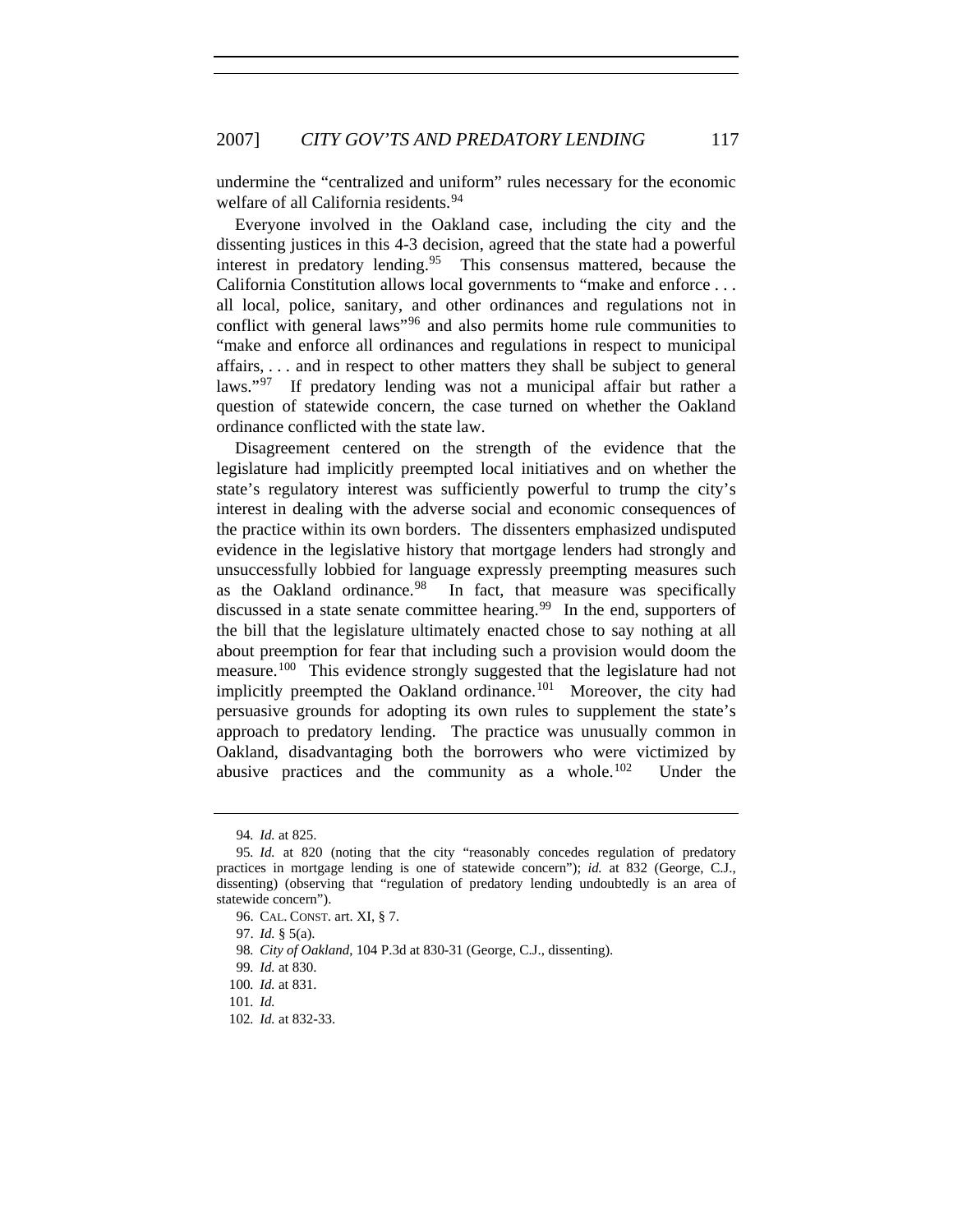undermine the "centralized and uniform" rules necessary for the economic welfare of all California residents.[94]

Everyone involved in the Oakland case, including the city and the dissenting justices in this 4-3 decision, agreed that the state had a powerful interest in predatory lending.[95] This consensus mattered, because the California Constitution allows local governments to "make and enforce . . . all local, police, sanitary, and other ordinances and regulations not in conflict with general laws"[96] and also permits home rule communities to "make and enforce all ordinances and regulations in respect to municipal affairs, . . . and in respect to other matters they shall be subject to general laws."[97] If predatory lending was not a municipal affair but rather a question of statewide concern, the case turned on whether the Oakland ordinance conflicted with the state law.

Disagreement centered on the strength of the evidence that the legislature had implicitly preempted local initiatives and on whether the state's regulatory interest was sufficiently powerful to trump the city's interest in dealing with the adverse social and economic consequences of the practice within its own borders. The dissenters emphasized undisputed evidence in the legislative history that mortgage lenders had strongly and unsuccessfully lobbied for language expressly preempting measures such as the Oakland ordinance.[98] In fact, that measure was specifically discussed in a state senate committee hearing.[99] In the end, supporters of the bill that the legislature ultimately enacted chose to say nothing at all about preemption for fear that including such a provision would doom the measure.[100] This evidence strongly suggested that the legislature had not implicitly preempted the Oakland ordinance.[101] Moreover, the city had persuasive grounds for adopting its own rules to supplement the state's approach to predatory lending. The practice was unusually common in Oakland, disadvantaging both the borrowers who were victimized by abusive practices and the community as a whole.[102] Under the

---

94. *Id.* at 825.

95. *Id.* at 820 (noting that the city "reasonably concedes regulation of predatory practices in mortgage lending is one of statewide concern"); *id.* at 832 (George, C.J., dissenting) (observing that "regulation of predatory lending undoubtedly is an area of statewide concern").

96. CAL. CONST. art. XI, § 7.

97. *Id.* § 5(a).

98. *City of Oakland*, 104 P.3d at 830-31 (George, C.J., dissenting).

99. *Id.* at 830.

100. *Id.* at 831.

101. *Id.*

102. *Id.* at 832-33.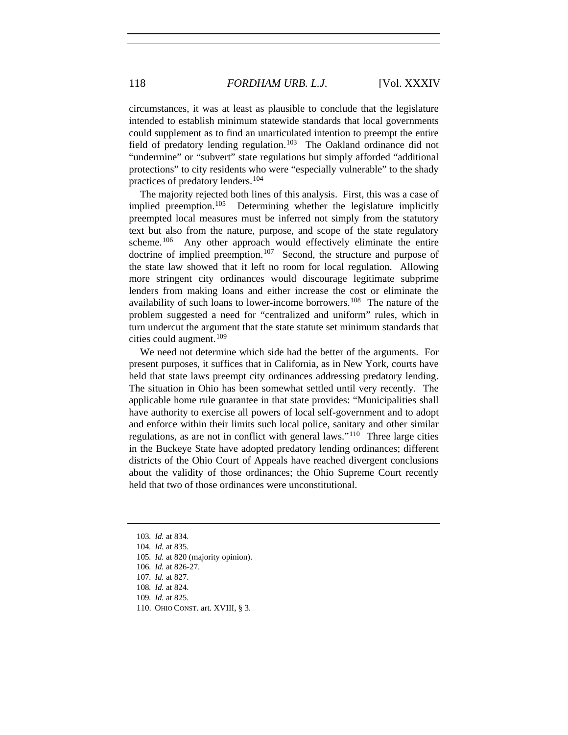circumstances, it was at least as plausible to conclude that the legislature intended to establish minimum statewide standards that local governments could supplement as to find an unarticulated intention to preempt the entire field of predatory lending regulation.[103] The Oakland ordinance did not "undermine" or "subvert" state regulations but simply afforded "additional protections" to city residents who were "especially vulnerable" to the shady practices of predatory lenders.[104]

The majority rejected both lines of this analysis. First, this was a case of implied preemption.[105] Determining whether the legislature implicitly preempted local measures must be inferred not simply from the statutory text but also from the nature, purpose, and scope of the state regulatory scheme.[106] Any other approach would effectively eliminate the entire doctrine of implied preemption.[107] Second, the structure and purpose of the state law showed that it left no room for local regulation. Allowing more stringent city ordinances would discourage legitimate subprime lenders from making loans and either increase the cost or eliminate the availability of such loans to lower-income borrowers.[108] The nature of the problem suggested a need for "centralized and uniform" rules, which in turn undercut the argument that the state statute set minimum standards that cities could augment.[109]

We need not determine which side had the better of the arguments. For present purposes, it suffices that in California, as in New York, courts have held that state laws preempt city ordinances addressing predatory lending. The situation in Ohio has been somewhat settled until very recently. The applicable home rule guarantee in that state provides: "Municipalities shall have authority to exercise all powers of local self-government and to adopt and enforce within their limits such local police, sanitary and other similar regulations, as are not in conflict with general laws."[110] Three large cities in the Buckeye State have adopted predatory lending ordinances; different districts of the Ohio Court of Appeals have reached divergent conclusions about the validity of those ordinances; the Ohio Supreme Court recently held that two of those ordinances were unconstitutional.

---

103. *Id.* at 834.
104. *Id.* at 835.
105. *Id.* at 820 (majority opinion).
106. *Id.* at 826-27.
107. *Id.* at 827.
108. *Id.* at 824.
109. *Id.* at 825.
110. OHIO CONST. art. XVIII, § 3.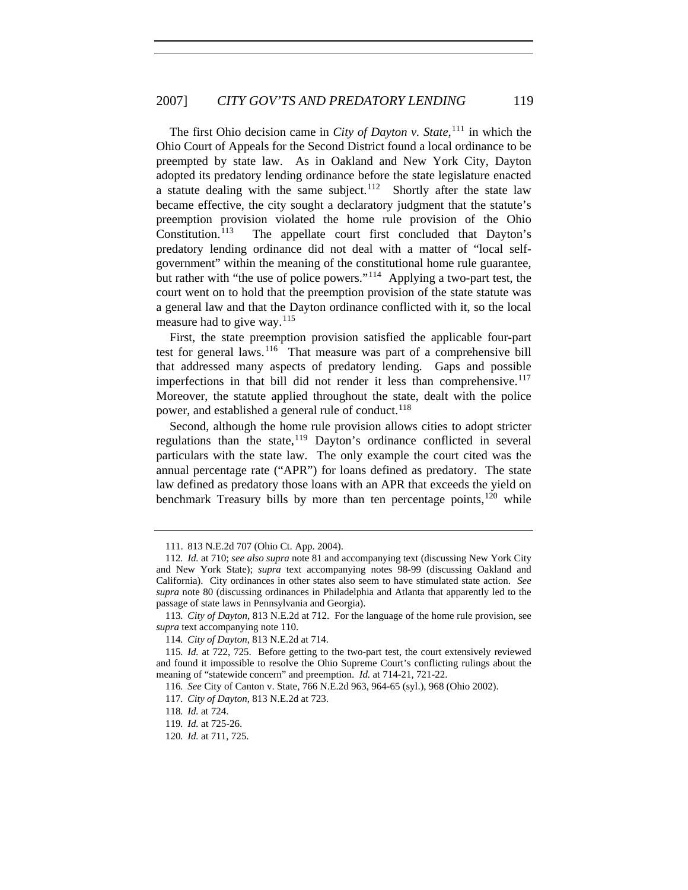The first Ohio decision came in *City of Dayton v. State*,[111] in which the Ohio Court of Appeals for the Second District found a local ordinance to be preempted by state law. As in Oakland and New York City, Dayton adopted its predatory lending ordinance before the state legislature enacted a statute dealing with the same subject.[112] Shortly after the state law became effective, the city sought a declaratory judgment that the statute's preemption provision violated the home rule provision of the Ohio Constitution.[113] The appellate court first concluded that Dayton's predatory lending ordinance did not deal with a matter of "local self-government" within the meaning of the constitutional home rule guarantee, but rather with "the use of police powers."[114] Applying a two-part test, the court went on to hold that the preemption provision of the state statute was a general law and that the Dayton ordinance conflicted with it, so the local measure had to give way.[115]

First, the state preemption provision satisfied the applicable four-part test for general laws.[116] That measure was part of a comprehensive bill that addressed many aspects of predatory lending. Gaps and possible imperfections in that bill did not render it less than comprehensive.[117] Moreover, the statute applied throughout the state, dealt with the police power, and established a general rule of conduct.[118]

Second, although the home rule provision allows cities to adopt stricter regulations than the state,[119] Dayton's ordinance conflicted in several particulars with the state law. The only example the court cited was the annual percentage rate ("APR") for loans defined as predatory. The state law defined as predatory those loans with an APR that exceeds the yield on benchmark Treasury bills by more than ten percentage points,[120] while

---

111. 813 N.E.2d 707 (Ohio Ct. App. 2004).

112. *Id.* at 710; *see also supra* note 81 and accompanying text (discussing New York City and New York State); *supra* text accompanying notes 98-99 (discussing Oakland and California). City ordinances in other states also seem to have stimulated state action. *See supra* note 80 (discussing ordinances in Philadelphia and Atlanta that apparently led to the passage of state laws in Pennsylvania and Georgia).

113. *City of Dayton*, 813 N.E.2d at 712. For the language of the home rule provision, see *supra* text accompanying note 110.

114. *City of Dayton*, 813 N.E.2d at 714.

115. *Id.* at 722, 725. Before getting to the two-part test, the court extensively reviewed and found it impossible to resolve the Ohio Supreme Court's conflicting rulings about the meaning of "statewide concern" and preemption. *Id.* at 714-21, 721-22.

116. *See* City of Canton v. State, 766 N.E.2d 963, 964-65 (syl.), 968 (Ohio 2002).

117. *City of Dayton*, 813 N.E.2d at 723.

118. *Id.* at 724.

119. *Id.* at 725-26.

120. *Id.* at 711, 725.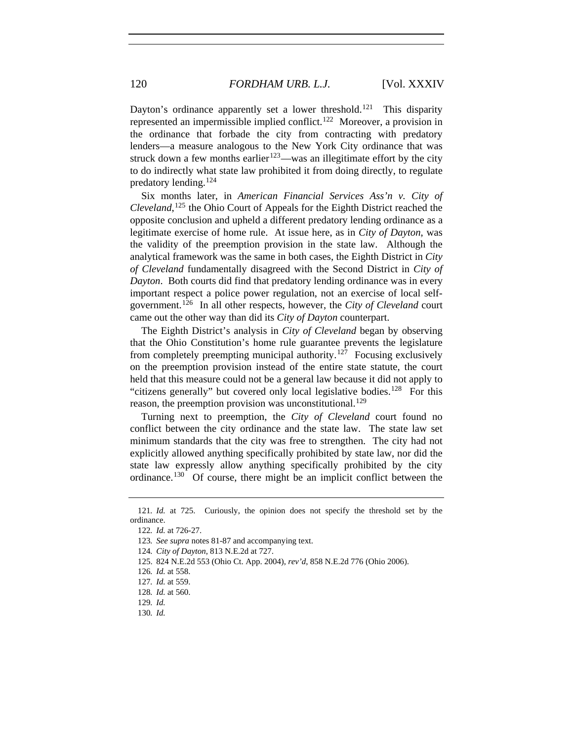Dayton's ordinance apparently set a lower threshold.[121] This disparity represented an impermissible implied conflict.[122] Moreover, a provision in the ordinance that forbade the city from contracting with predatory lenders—a measure analogous to the New York City ordinance that was struck down a few months earlier[123]—was an illegitimate effort by the city to do indirectly what state law prohibited it from doing directly, to regulate predatory lending.[124]

Six months later, in *American Financial Services Ass'n v. City of Cleveland*,[125] the Ohio Court of Appeals for the Eighth District reached the opposite conclusion and upheld a different predatory lending ordinance as a legitimate exercise of home rule. At issue here, as in *City of Dayton*, was the validity of the preemption provision in the state law. Although the analytical framework was the same in both cases, the Eighth District in *City of Cleveland* fundamentally disagreed with the Second District in *City of Dayton*. Both courts did find that predatory lending ordinance was in every important respect a police power regulation, not an exercise of local self-government.[126] In all other respects, however, the *City of Cleveland* court came out the other way than did its *City of Dayton* counterpart.

The Eighth District's analysis in *City of Cleveland* began by observing that the Ohio Constitution's home rule guarantee prevents the legislature from completely preempting municipal authority.[127] Focusing exclusively on the preemption provision instead of the entire state statute, the court held that this measure could not be a general law because it did not apply to "citizens generally" but covered only local legislative bodies.[128] For this reason, the preemption provision was unconstitutional.[129]

Turning next to preemption, the *City of Cleveland* court found no conflict between the city ordinance and the state law. The state law set minimum standards that the city was free to strengthen. The city had not explicitly allowed anything specifically prohibited by state law, nor did the state law expressly allow anything specifically prohibited by the city ordinance.[130] Of course, there might be an implicit conflict between the

---

121. *Id.* at 725. Curiously, the opinion does not specify the threshold set by the ordinance.

122. *Id.* at 726-27.

123. *See supra* notes 81-87 and accompanying text.

124. *City of Dayton*, 813 N.E.2d at 727.

125. 824 N.E.2d 553 (Ohio Ct. App. 2004), *rev'd*, 858 N.E.2d 776 (Ohio 2006).

126. *Id.* at 558.

127. *Id.* at 559.

128. *Id.* at 560.

129. *Id.*

130. *Id.*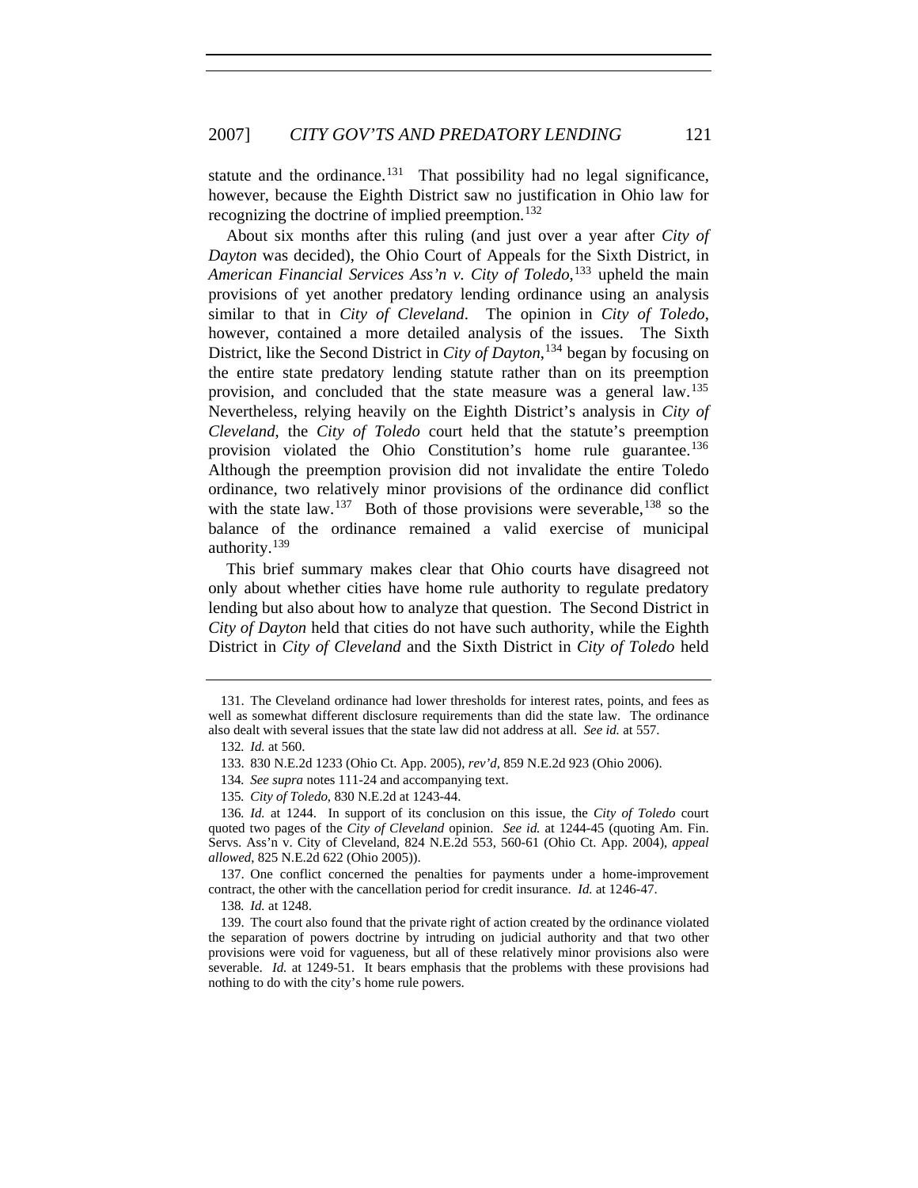statute and the ordinance.[131] That possibility had no legal significance, however, because the Eighth District saw no justification in Ohio law for recognizing the doctrine of implied preemption.[132]

About six months after this ruling (and just over a year after *City of Dayton* was decided), the Ohio Court of Appeals for the Sixth District, in *American Financial Services Ass'n v. City of Toledo*,[133] upheld the main provisions of yet another predatory lending ordinance using an analysis similar to that in *City of Cleveland*. The opinion in *City of Toledo*, however, contained a more detailed analysis of the issues. The Sixth District, like the Second District in *City of Dayton*,[134] began by focusing on the entire state predatory lending statute rather than on its preemption provision, and concluded that the state measure was a general law.[135] Nevertheless, relying heavily on the Eighth District's analysis in *City of Cleveland*, the *City of Toledo* court held that the statute's preemption provision violated the Ohio Constitution's home rule guarantee.[136] Although the preemption provision did not invalidate the entire Toledo ordinance, two relatively minor provisions of the ordinance did conflict with the state law.[137] Both of those provisions were severable,[138] so the balance of the ordinance remained a valid exercise of municipal authority.[139]

This brief summary makes clear that Ohio courts have disagreed not only about whether cities have home rule authority to regulate predatory lending but also about how to analyze that question. The Second District in *City of Dayton* held that cities do not have such authority, while the Eighth District in *City of Cleveland* and the Sixth District in *City of Toledo* held

---

131. The Cleveland ordinance had lower thresholds for interest rates, points, and fees as well as somewhat different disclosure requirements than did the state law. The ordinance also dealt with several issues that the state law did not address at all. *See id.* at 557.

132. *Id.* at 560.

133. 830 N.E.2d 1233 (Ohio Ct. App. 2005), *rev'd*, 859 N.E.2d 923 (Ohio 2006).

134. *See supra* notes 111-24 and accompanying text.

135. *City of Toledo*, 830 N.E.2d at 1243-44.

136. *Id.* at 1244. In support of its conclusion on this issue, the *City of Toledo* court quoted two pages of the *City of Cleveland* opinion. *See id.* at 1244-45 (quoting Am. Fin. Servs. Ass'n v. City of Cleveland, 824 N.E.2d 553, 560-61 (Ohio Ct. App. 2004), *appeal allowed*, 825 N.E.2d 622 (Ohio 2005)).

137. One conflict concerned the penalties for payments under a home-improvement contract, the other with the cancellation period for credit insurance. *Id.* at 1246-47.

138. *Id.* at 1248.

139. The court also found that the private right of action created by the ordinance violated the separation of powers doctrine by intruding on judicial authority and that two other provisions were void for vagueness, but all of these relatively minor provisions also were severable. *Id.* at 1249-51. It bears emphasis that the problems with these provisions had nothing to do with the city's home rule powers.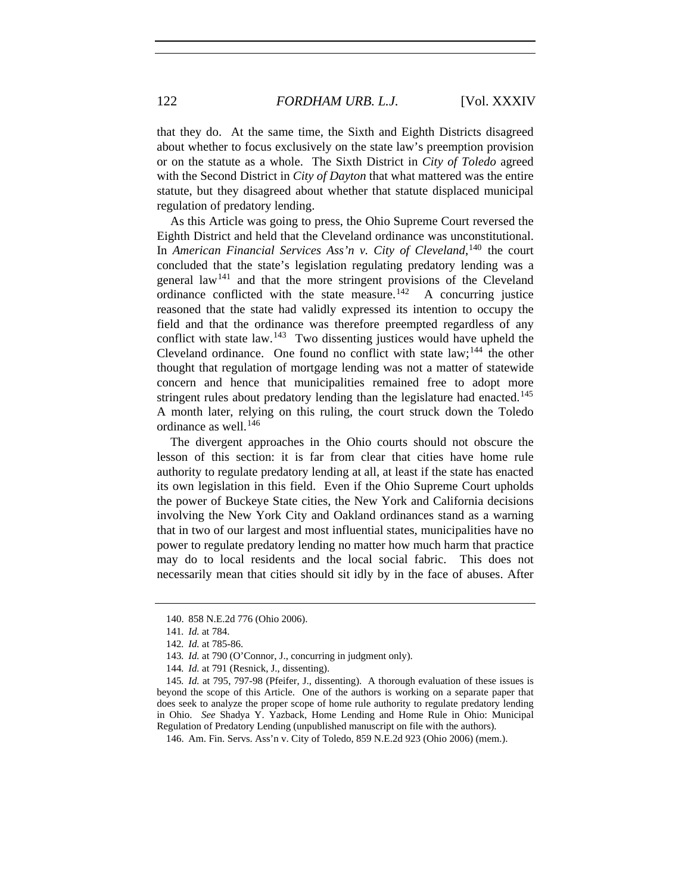that they do. At the same time, the Sixth and Eighth Districts disagreed about whether to focus exclusively on the state law's preemption provision or on the statute as a whole. The Sixth District in *City of Toledo* agreed with the Second District in *City of Dayton* that what mattered was the entire statute, but they disagreed about whether that statute displaced municipal regulation of predatory lending.

As this Article was going to press, the Ohio Supreme Court reversed the Eighth District and held that the Cleveland ordinance was unconstitutional. In *American Financial Services Ass'n v. City of Cleveland*,[140] the court concluded that the state's legislation regulating predatory lending was a general law[141] and that the more stringent provisions of the Cleveland ordinance conflicted with the state measure.[142] A concurring justice reasoned that the state had validly expressed its intention to occupy the field and that the ordinance was therefore preempted regardless of any conflict with state law.[143] Two dissenting justices would have upheld the Cleveland ordinance. One found no conflict with state law;[144] the other thought that regulation of mortgage lending was not a matter of statewide concern and hence that municipalities remained free to adopt more stringent rules about predatory lending than the legislature had enacted.[145] A month later, relying on this ruling, the court struck down the Toledo ordinance as well.[146]

The divergent approaches in the Ohio courts should not obscure the lesson of this section: it is far from clear that cities have home rule authority to regulate predatory lending at all, at least if the state has enacted its own legislation in this field. Even if the Ohio Supreme Court upholds the power of Buckeye State cities, the New York and California decisions involving the New York City and Oakland ordinances stand as a warning that in two of our largest and most influential states, municipalities have no power to regulate predatory lending no matter how much harm that practice may do to local residents and the local social fabric. This does not necessarily mean that cities should sit idly by in the face of abuses. After

140. 858 N.E.2d 776 (Ohio 2006).

141. *Id.* at 784.

142. *Id.* at 785-86.

143. *Id.* at 790 (O'Connor, J., concurring in judgment only).

144. *Id.* at 791 (Resnick, J., dissenting).

145. *Id.* at 795, 797-98 (Pfeifer, J., dissenting). A thorough evaluation of these issues is beyond the scope of this Article. One of the authors is working on a separate paper that does seek to analyze the proper scope of home rule authority to regulate predatory lending in Ohio. *See* Shadya Y. Yazback, Home Lending and Home Rule in Ohio: Municipal Regulation of Predatory Lending (unpublished manuscript on file with the authors).

146. Am. Fin. Servs. Ass'n v. City of Toledo, 859 N.E.2d 923 (Ohio 2006) (mem.).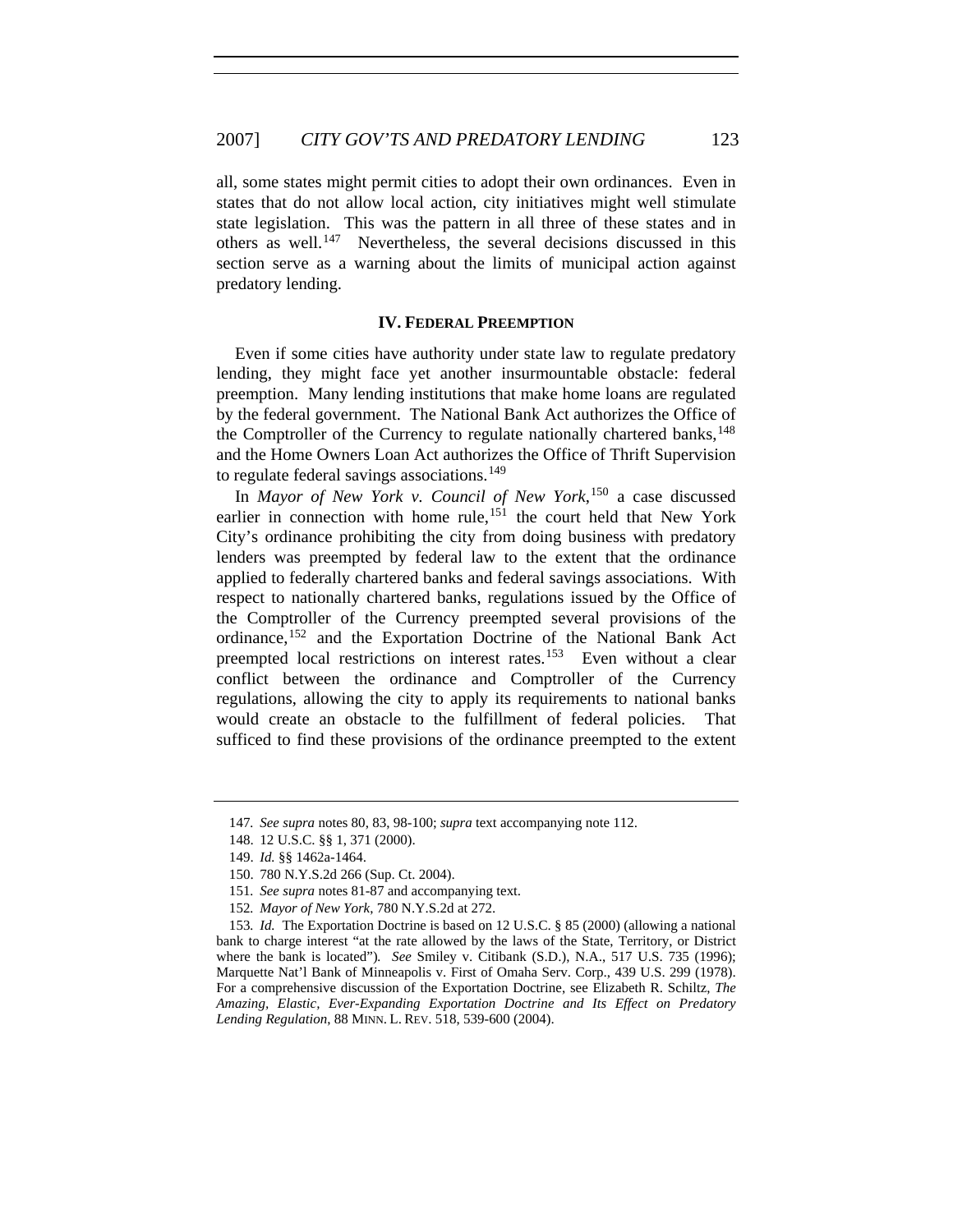all, some states might permit cities to adopt their own ordinances. Even in states that do not allow local action, city initiatives might well stimulate state legislation. This was the pattern in all three of these states and in others as well.[147] Nevertheless, the several decisions discussed in this section serve as a warning about the limits of municipal action against predatory lending.

## IV. Federal Preemption

Even if some cities have authority under state law to regulate predatory lending, they might face yet another insurmountable obstacle: federal preemption. Many lending institutions that make home loans are regulated by the federal government. The National Bank Act authorizes the Office of the Comptroller of the Currency to regulate nationally chartered banks,[148] and the Home Owners Loan Act authorizes the Office of Thrift Supervision to regulate federal savings associations.[149]

In *Mayor of New York v. Council of New York*,[150] a case discussed earlier in connection with home rule,[151] the court held that New York City's ordinance prohibiting the city from doing business with predatory lenders was preempted by federal law to the extent that the ordinance applied to federally chartered banks and federal savings associations. With respect to nationally chartered banks, regulations issued by the Office of the Comptroller of the Currency preempted several provisions of the ordinance,[152] and the Exportation Doctrine of the National Bank Act preempted local restrictions on interest rates.[153] Even without a clear conflict between the ordinance and Comptroller of the Currency regulations, allowing the city to apply its requirements to national banks would create an obstacle to the fulfillment of federal policies. That sufficed to find these provisions of the ordinance preempted to the extent

---

147. *See supra* notes 80, 83, 98-100; *supra* text accompanying note 112.

148. 12 U.S.C. §§ 1, 371 (2000).

149. *Id.* §§ 1462a-1464.

150. 780 N.Y.S.2d 266 (Sup. Ct. 2004).

151. *See supra* notes 81-87 and accompanying text.

152. *Mayor of New York*, 780 N.Y.S.2d at 272.

153. *Id.* The Exportation Doctrine is based on 12 U.S.C. § 85 (2000) (allowing a national bank to charge interest "at the rate allowed by the laws of the State, Territory, or District where the bank is located"). *See* Smiley v. Citibank (S.D.), N.A., 517 U.S. 735 (1996); Marquette Nat'l Bank of Minneapolis v. First of Omaha Serv. Corp., 439 U.S. 299 (1978). For a comprehensive discussion of the Exportation Doctrine, see Elizabeth R. Schiltz, *The Amazing, Elastic, Ever-Expanding Exportation Doctrine and Its Effect on Predatory Lending Regulation*, 88 MINN. L. REV. 518, 539-600 (2004).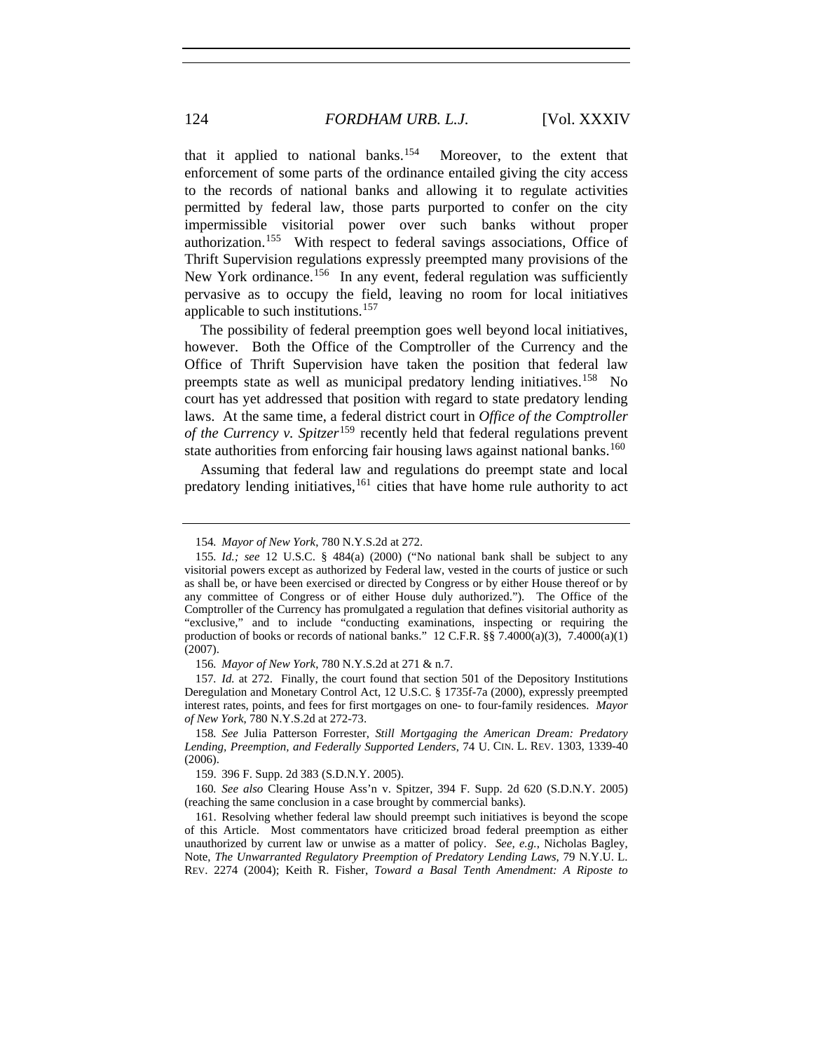that it applied to national banks.[154] Moreover, to the extent that enforcement of some parts of the ordinance entailed giving the city access to the records of national banks and allowing it to regulate activities permitted by federal law, those parts purported to confer on the city impermissible visitorial power over such banks without proper authorization.[155] With respect to federal savings associations, Office of Thrift Supervision regulations expressly preempted many provisions of the New York ordinance.[156] In any event, federal regulation was sufficiently pervasive as to occupy the field, leaving no room for local initiatives applicable to such institutions.[157]

The possibility of federal preemption goes well beyond local initiatives, however. Both the Office of the Comptroller of the Currency and the Office of Thrift Supervision have taken the position that federal law preempts state as well as municipal predatory lending initiatives.[158] No court has yet addressed that position with regard to state predatory lending laws. At the same time, a federal district court in *Office of the Comptroller of the Currency v. Spitzer*[159] recently held that federal regulations prevent state authorities from enforcing fair housing laws against national banks.[160]

Assuming that federal law and regulations do preempt state and local predatory lending initiatives,[161] cities that have home rule authority to act

---

154. *Mayor of New York*, 780 N.Y.S.2d at 272.

155. *Id.; see* 12 U.S.C. § 484(a) (2000) ("No national bank shall be subject to any visitorial powers except as authorized by Federal law, vested in the courts of justice or such as shall be, or have been exercised or directed by Congress or by either House thereof or by any committee of Congress or of either House duly authorized."). The Office of the Comptroller of the Currency has promulgated a regulation that defines visitorial authority as "exclusive," and to include "conducting examinations, inspecting or requiring the production of books or records of national banks." 12 C.F.R. §§ 7.4000(a)(3), 7.4000(a)(1) (2007).

156. *Mayor of New York*, 780 N.Y.S.2d at 271 & n.7.

157. *Id.* at 272. Finally, the court found that section 501 of the Depository Institutions Deregulation and Monetary Control Act, 12 U.S.C. § 1735f-7a (2000), expressly preempted interest rates, points, and fees for first mortgages on one- to four-family residences. *Mayor of New York*, 780 N.Y.S.2d at 272-73.

158. *See* Julia Patterson Forrester, *Still Mortgaging the American Dream: Predatory Lending, Preemption, and Federally Supported Lenders*, 74 U. CIN. L. REV. 1303, 1339-40 (2006).

159. 396 F. Supp. 2d 383 (S.D.N.Y. 2005).

160. *See also* Clearing House Ass'n v. Spitzer, 394 F. Supp. 2d 620 (S.D.N.Y. 2005) (reaching the same conclusion in a case brought by commercial banks).

161. Resolving whether federal law should preempt such initiatives is beyond the scope of this Article. Most commentators have criticized broad federal preemption as either unauthorized by current law or unwise as a matter of policy. *See, e.g.*, Nicholas Bagley, Note, *The Unwarranted Regulatory Preemption of Predatory Lending Laws*, 79 N.Y.U. L. REV. 2274 (2004); Keith R. Fisher, *Toward a Basal Tenth Amendment: A Riposte to*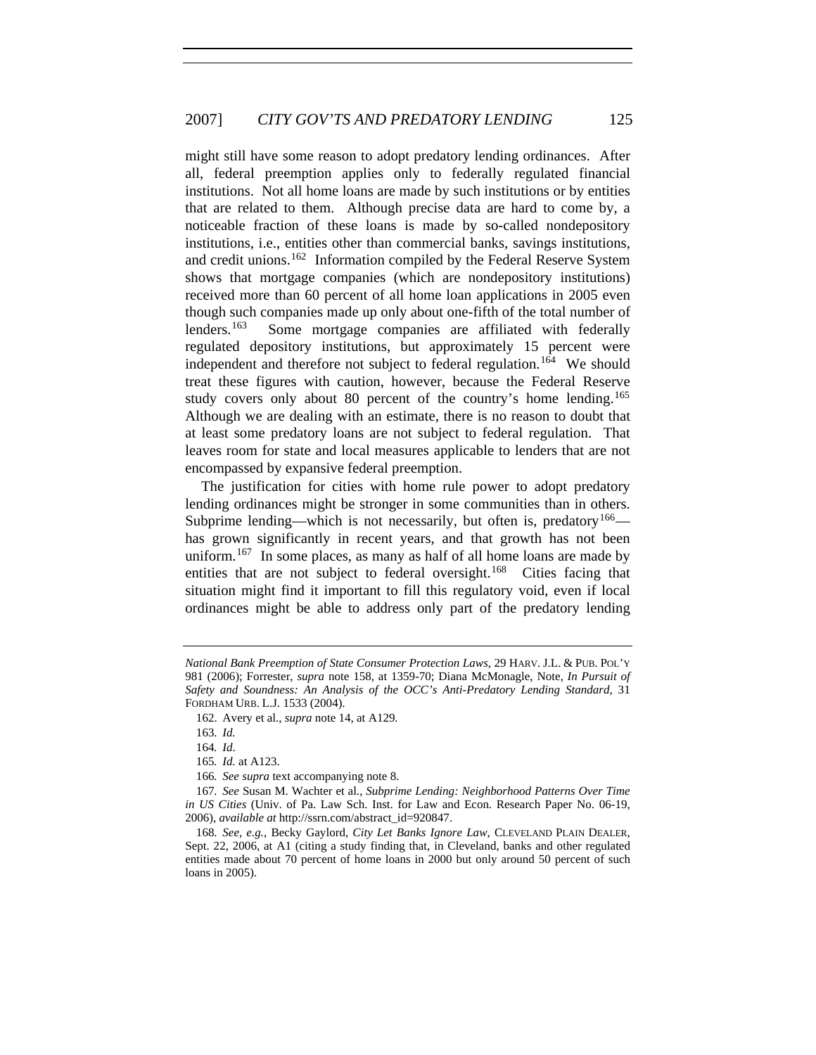might still have some reason to adopt predatory lending ordinances. After all, federal preemption applies only to federally regulated financial institutions. Not all home loans are made by such institutions or by entities that are related to them. Although precise data are hard to come by, a noticeable fraction of these loans is made by so-called nondepository institutions, i.e., entities other than commercial banks, savings institutions, and credit unions.[162] Information compiled by the Federal Reserve System shows that mortgage companies (which are nondepository institutions) received more than 60 percent of all home loan applications in 2005 even though such companies made up only about one-fifth of the total number of lenders.[163] Some mortgage companies are affiliated with federally regulated depository institutions, but approximately 15 percent were independent and therefore not subject to federal regulation.[164] We should treat these figures with caution, however, because the Federal Reserve study covers only about 80 percent of the country's home lending.[165] Although we are dealing with an estimate, there is no reason to doubt that at least some predatory loans are not subject to federal regulation. That leaves room for state and local measures applicable to lenders that are not encompassed by expansive federal preemption.

The justification for cities with home rule power to adopt predatory lending ordinances might be stronger in some communities than in others. Subprime lending—which is not necessarily, but often is, predatory[166]—has grown significantly in recent years, and that growth has not been uniform.[167] In some places, as many as half of all home loans are made by entities that are not subject to federal oversight.[168] Cities facing that situation might find it important to fill this regulatory void, even if local ordinances might be able to address only part of the predatory lending

---

*National Bank Preemption of State Consumer Protection Laws*, 29 HARV. J.L. & PUB. POL'Y 981 (2006); Forrester, *supra* note 158, at 1359-70; Diana McMonagle, Note, *In Pursuit of Safety and Soundness: An Analysis of the OCC's Anti-Predatory Lending Standard*, 31 FORDHAM URB. L.J. 1533 (2004).

162. Avery et al., *supra* note 14, at A129.

163. *Id.*

164. *Id*.

165. *Id.* at A123.

166. *See supra* text accompanying note 8.

167. *See* Susan M. Wachter et al., *Subprime Lending: Neighborhood Patterns Over Time in US Cities* (Univ. of Pa. Law Sch. Inst. for Law and Econ. Research Paper No. 06-19, 2006), *available at* http://ssrn.com/abstract_id=920847.

168. *See, e.g.*, Becky Gaylord, *City Let Banks Ignore Law*, CLEVELAND PLAIN DEALER, Sept. 22, 2006, at A1 (citing a study finding that, in Cleveland, banks and other regulated entities made about 70 percent of home loans in 2000 but only around 50 percent of such loans in 2005).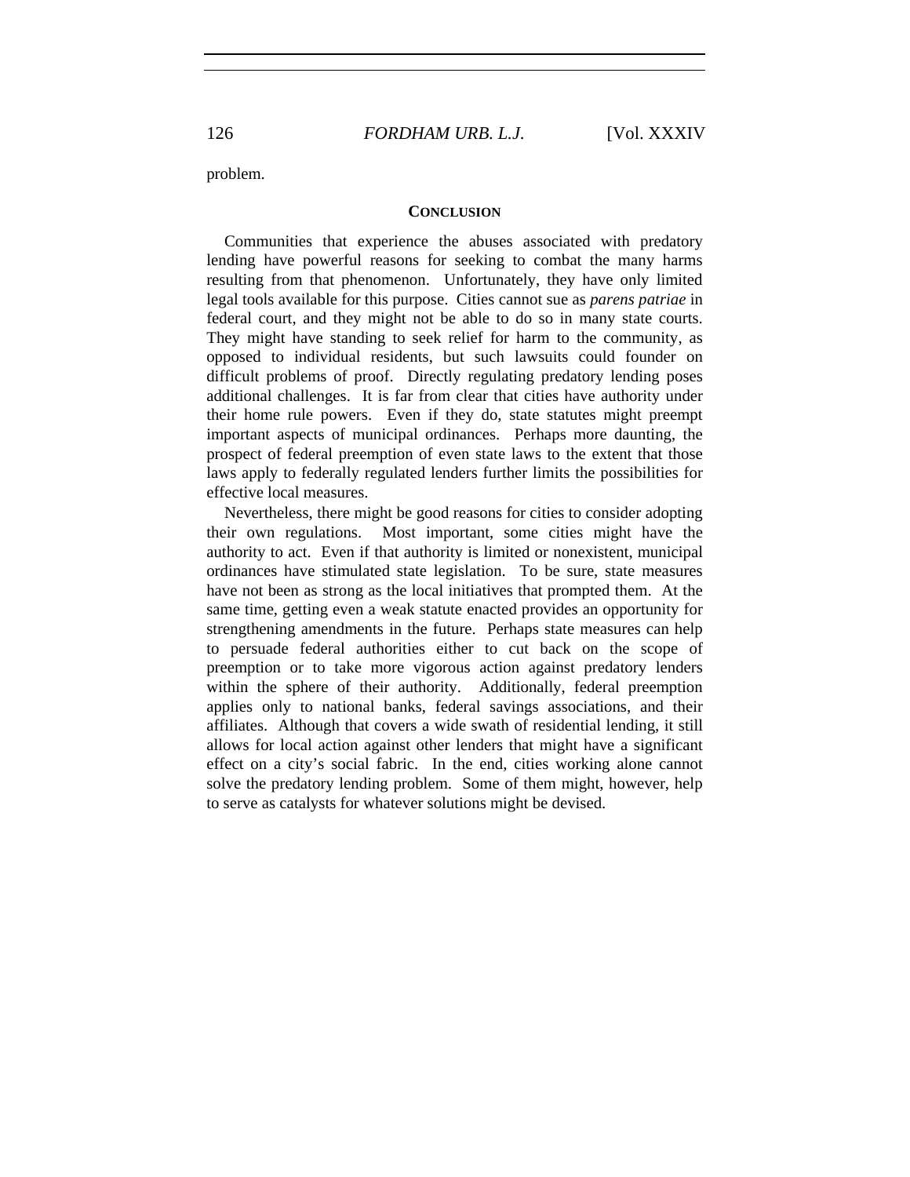problem.

## CONCLUSION

Communities that experience the abuses associated with predatory lending have powerful reasons for seeking to combat the many harms resulting from that phenomenon. Unfortunately, they have only limited legal tools available for this purpose. Cities cannot sue as *parens patriae* in federal court, and they might not be able to do so in many state courts. They might have standing to seek relief for harm to the community, as opposed to individual residents, but such lawsuits could founder on difficult problems of proof. Directly regulating predatory lending poses additional challenges. It is far from clear that cities have authority under their home rule powers. Even if they do, state statutes might preempt important aspects of municipal ordinances. Perhaps more daunting, the prospect of federal preemption of even state laws to the extent that those laws apply to federally regulated lenders further limits the possibilities for effective local measures.

Nevertheless, there might be good reasons for cities to consider adopting their own regulations. Most important, some cities might have the authority to act. Even if that authority is limited or nonexistent, municipal ordinances have stimulated state legislation. To be sure, state measures have not been as strong as the local initiatives that prompted them. At the same time, getting even a weak statute enacted provides an opportunity for strengthening amendments in the future. Perhaps state measures can help to persuade federal authorities either to cut back on the scope of preemption or to take more vigorous action against predatory lenders within the sphere of their authority. Additionally, federal preemption applies only to national banks, federal savings associations, and their affiliates. Although that covers a wide swath of residential lending, it still allows for local action against other lenders that might have a significant effect on a city's social fabric. In the end, cities working alone cannot solve the predatory lending problem. Some of them might, however, help to serve as catalysts for whatever solutions might be devised.